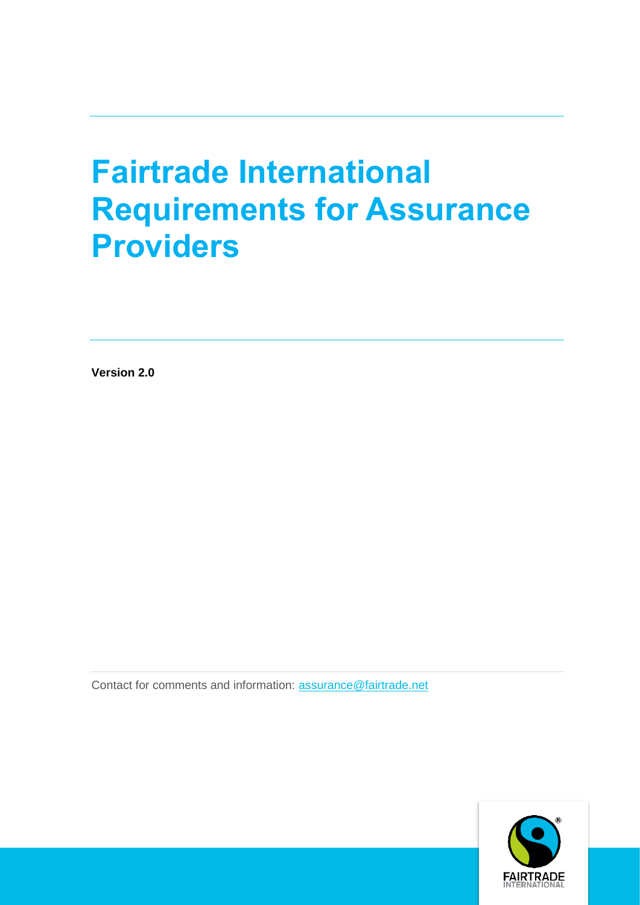# Fairtrade International Requirements for Assurance Providers

**Version 2.0**

Contact for comments and information: [assurance@fairtrade.net](mailto:assurance@fairtrade.net)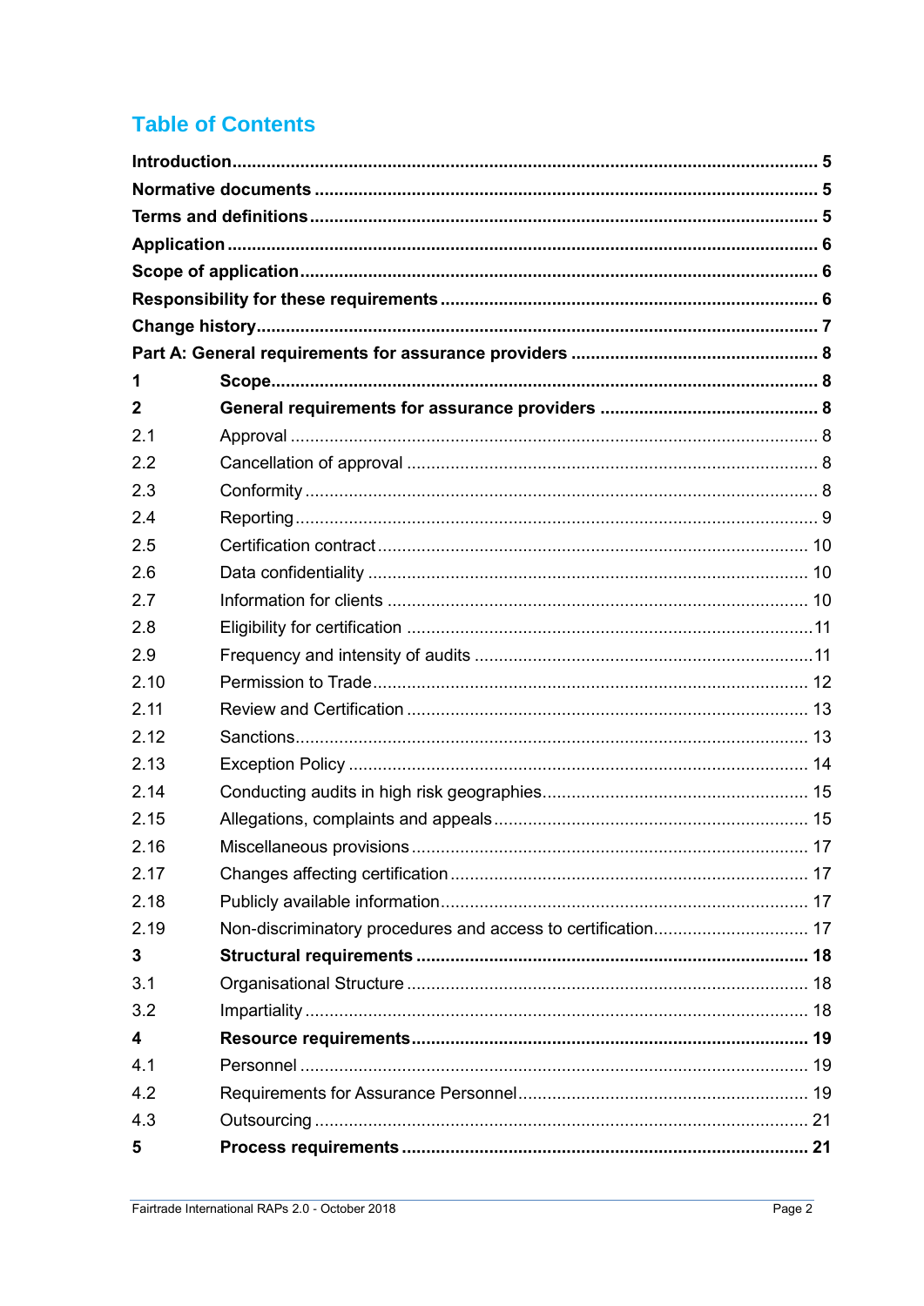# Table of Contents

**Introduction** ........................................................................................................ **5**
**Normative documents** ........................................................................................ **5**
**Terms and definitions** ........................................................................................ **5**
**Application** ......................................................................................................... **6**
**Scope of application** .......................................................................................... **6**
**Responsibility for these requirements** ............................................................. **6**
**Change history** ................................................................................................... **7**
**Part A: General requirements for assurance providers** ................................... **8**

| | | |
|---|---|---|
| **1** | **Scope** | **8** |
| **2** | **General requirements for assurance providers** | **8** |
| 2.1 | Approval | 8 |
| 2.2 | Cancellation of approval | 8 |
| 2.3 | Conformity | 8 |
| 2.4 | Reporting | 9 |
| 2.5 | Certification contract | 10 |
| 2.6 | Data confidentiality | 10 |
| 2.7 | Information for clients | 10 |
| 2.8 | Eligibility for certification | 11 |
| 2.9 | Frequency and intensity of audits | 11 |
| 2.10 | Permission to Trade | 12 |
| 2.11 | Review and Certification | 13 |
| 2.12 | Sanctions | 13 |
| 2.13 | Exception Policy | 14 |
| 2.14 | Conducting audits in high risk geographies | 15 |
| 2.15 | Allegations, complaints and appeals | 15 |
| 2.16 | Miscellaneous provisions | 17 |
| 2.17 | Changes affecting certification | 17 |
| 2.18 | Publicly available information | 17 |
| 2.19 | Non-discriminatory procedures and access to certification | 17 |
| **3** | **Structural requirements** | **18** |
| 3.1 | Organisational Structure | 18 |
| 3.2 | Impartiality | 18 |
| **4** | **Resource requirements** | **19** |
| 4.1 | Personnel | 19 |
| 4.2 | Requirements for Assurance Personnel | 19 |
| 4.3 | Outsourcing | 21 |
| **5** | **Process requirements** | **21** |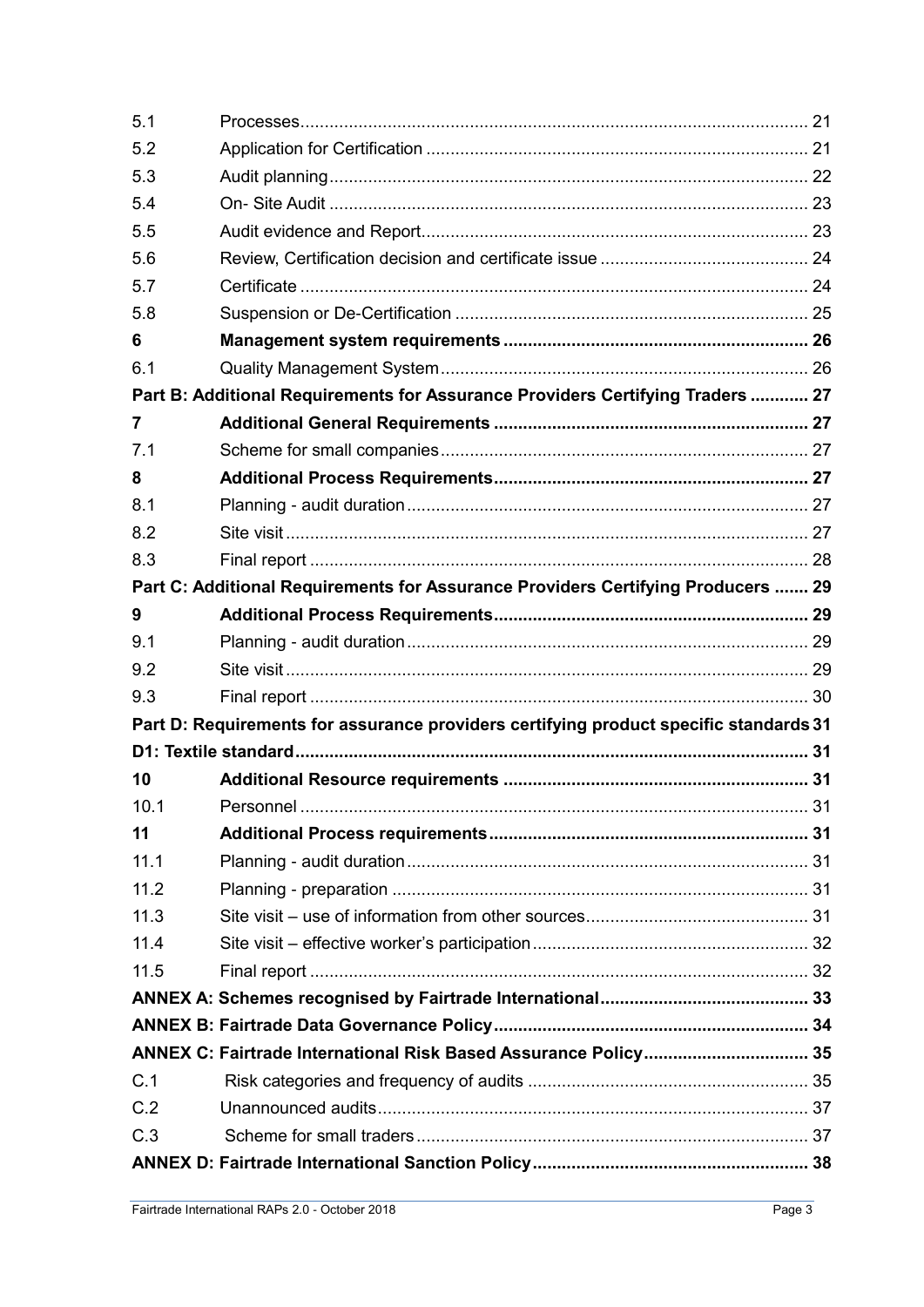| | | |
|---|---|---|
| 5.1 | Processes | 21 |
| 5.2 | Application for Certification | 21 |
| 5.3 | Audit planning | 22 |
| 5.4 | On- Site Audit | 23 |
| 5.5 | Audit evidence and Report | 23 |
| 5.6 | Review, Certification decision and certificate issue | 24 |
| 5.7 | Certificate | 24 |
| 5.8 | Suspension or De-Certification | 25 |
| **6** | **Management system requirements** | **26** |
| 6.1 | Quality Management System | 26 |
| **Part B: Additional Requirements for Assurance Providers Certifying Traders** | | **27** |
| **7** | **Additional General Requirements** | **27** |
| 7.1 | Scheme for small companies | 27 |
| **8** | **Additional Process Requirements** | **27** |
| 8.1 | Planning - audit duration | 27 |
| 8.2 | Site visit | 27 |
| 8.3 | Final report | 28 |
| **Part C: Additional Requirements for Assurance Providers Certifying Producers** | | **29** |
| **9** | **Additional Process Requirements** | **29** |
| 9.1 | Planning - audit duration | 29 |
| 9.2 | Site visit | 29 |
| 9.3 | Final report | 30 |
| **Part D: Requirements for assurance providers certifying product specific standards** | | **31** |
| **D1: Textile standard** | | **31** |
| **10** | **Additional Resource requirements** | **31** |
| 10.1 | Personnel | 31 |
| **11** | **Additional Process requirements** | **31** |
| 11.1 | Planning - audit duration | 31 |
| 11.2 | Planning - preparation | 31 |
| 11.3 | Site visit – use of information from other sources | 31 |
| 11.4 | Site visit – effective worker's participation | 32 |
| 11.5 | Final report | 32 |
| **ANNEX A: Schemes recognised by Fairtrade International** | | **33** |
| **ANNEX B: Fairtrade Data Governance Policy** | | **34** |
| **ANNEX C: Fairtrade International Risk Based Assurance Policy** | | **35** |
| C.1 | Risk categories and frequency of audits | 35 |
| C.2 | Unannounced audits | 37 |
| C.3 | Scheme for small traders | 37 |
| **ANNEX D: Fairtrade International Sanction Policy** | | **38** |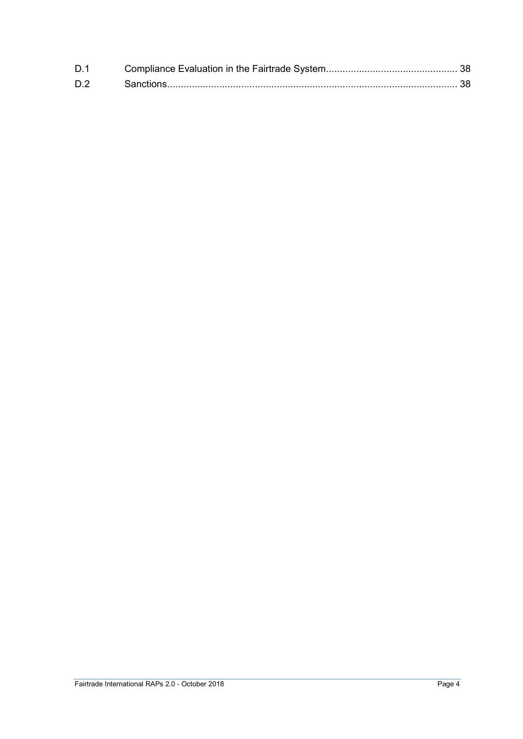D.1 Compliance Evaluation in the Fairtrade System................................................ 38

D.2 Sanctions........................................................................................................ 38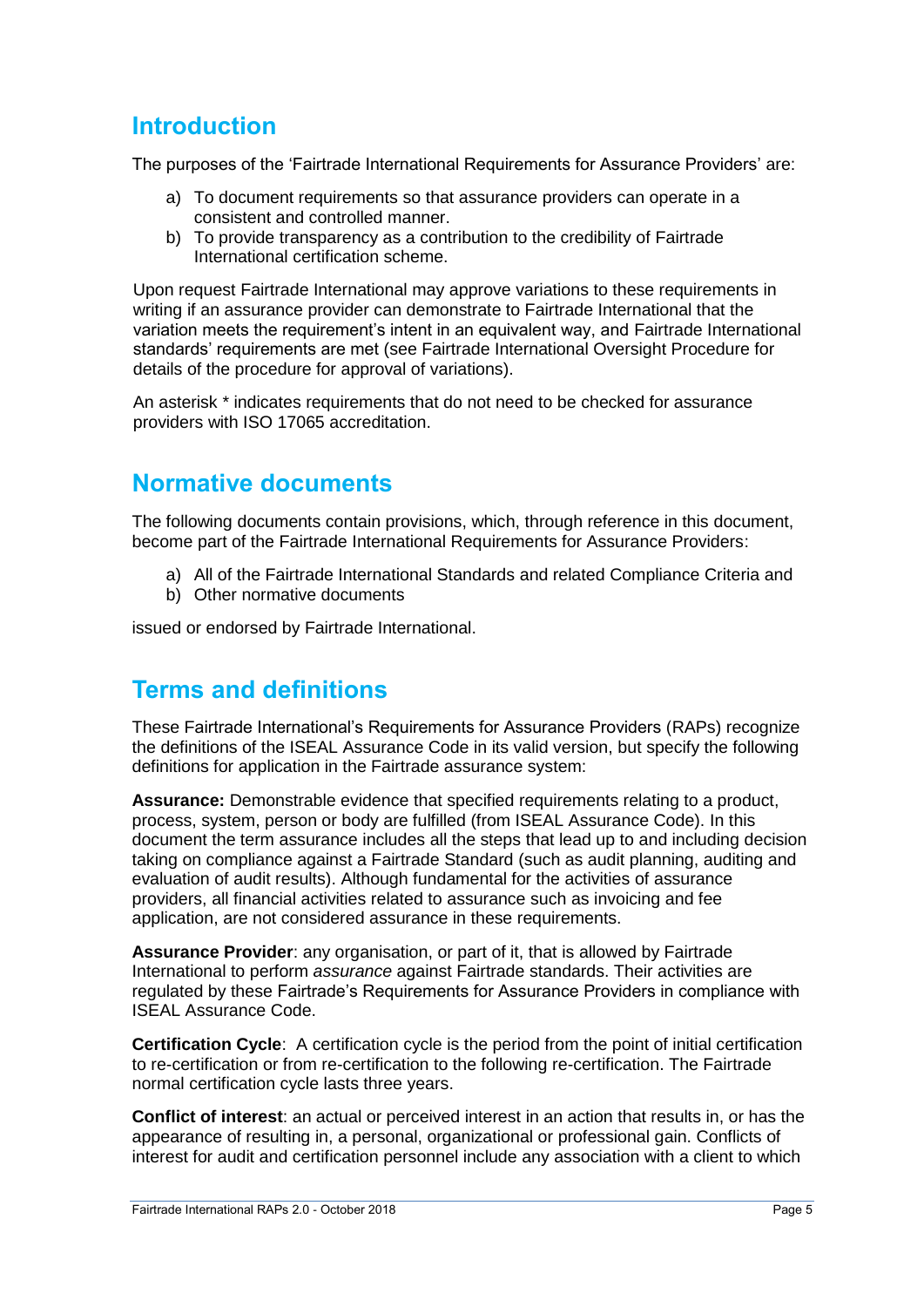## Introduction

The purposes of the 'Fairtrade International Requirements for Assurance Providers' are:

a) To document requirements so that assurance providers can operate in a consistent and controlled manner.
b) To provide transparency as a contribution to the credibility of Fairtrade International certification scheme.

Upon request Fairtrade International may approve variations to these requirements in writing if an assurance provider can demonstrate to Fairtrade International that the variation meets the requirement's intent in an equivalent way, and Fairtrade International standards' requirements are met (see Fairtrade International Oversight Procedure for details of the procedure for approval of variations).

An asterisk * indicates requirements that do not need to be checked for assurance providers with ISO 17065 accreditation.

## Normative documents

The following documents contain provisions, which, through reference in this document, become part of the Fairtrade International Requirements for Assurance Providers:

a) All of the Fairtrade International Standards and related Compliance Criteria and
b) Other normative documents

issued or endorsed by Fairtrade International.

## Terms and definitions

These Fairtrade International's Requirements for Assurance Providers (RAPs) recognize the definitions of the ISEAL Assurance Code in its valid version, but specify the following definitions for application in the Fairtrade assurance system:

**Assurance:** Demonstrable evidence that specified requirements relating to a product, process, system, person or body are fulfilled (from ISEAL Assurance Code). In this document the term assurance includes all the steps that lead up to and including decision taking on compliance against a Fairtrade Standard (such as audit planning, auditing and evaluation of audit results). Although fundamental for the activities of assurance providers, all financial activities related to assurance such as invoicing and fee application, are not considered assurance in these requirements.

**Assurance Provider**: any organisation, or part of it, that is allowed by Fairtrade International to perform *assurance* against Fairtrade standards. Their activities are regulated by these Fairtrade's Requirements for Assurance Providers in compliance with ISEAL Assurance Code.

**Certification Cycle**: A certification cycle is the period from the point of initial certification to re-certification or from re-certification to the following re-certification. The Fairtrade normal certification cycle lasts three years.

**Conflict of interest**: an actual or perceived interest in an action that results in, or has the appearance of resulting in, a personal, organizational or professional gain. Conflicts of interest for audit and certification personnel include any association with a client to which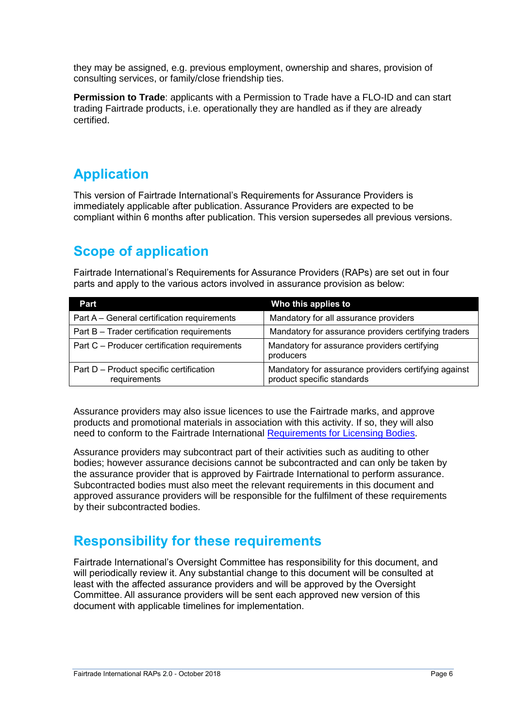they may be assigned, e.g. previous employment, ownership and shares, provision of consulting services, or family/close friendship ties.

**Permission to Trade**: applicants with a Permission to Trade have a FLO-ID and can start trading Fairtrade products, i.e. operationally they are handled as if they are already certified.

## Application

This version of Fairtrade International's Requirements for Assurance Providers is immediately applicable after publication. Assurance Providers are expected to be compliant within 6 months after publication. This version supersedes all previous versions.

## Scope of application

Fairtrade International's Requirements for Assurance Providers (RAPs) are set out in four parts and apply to the various actors involved in assurance provision as below:

| Part | Who this applies to |
|---|---|
| Part A – General certification requirements | Mandatory for all assurance providers |
| Part B – Trader certification requirements | Mandatory for assurance providers certifying traders |
| Part C – Producer certification requirements | Mandatory for assurance providers certifying producers |
| Part D – Product specific certification requirements | Mandatory for assurance providers certifying against product specific standards |

Assurance providers may also issue licences to use the Fairtrade marks, and approve products and promotional materials in association with this activity. If so, they will also need to conform to the Fairtrade International [Requirements for Licensing Bodies](#).

Assurance providers may subcontract part of their activities such as auditing to other bodies; however assurance decisions cannot be subcontracted and can only be taken by the assurance provider that is approved by Fairtrade International to perform assurance. Subcontracted bodies must also meet the relevant requirements in this document and approved assurance providers will be responsible for the fulfilment of these requirements by their subcontracted bodies.

## Responsibility for these requirements

Fairtrade International's Oversight Committee has responsibility for this document, and will periodically review it. Any substantial change to this document will be consulted at least with the affected assurance providers and will be approved by the Oversight Committee. All assurance providers will be sent each approved new version of this document with applicable timelines for implementation.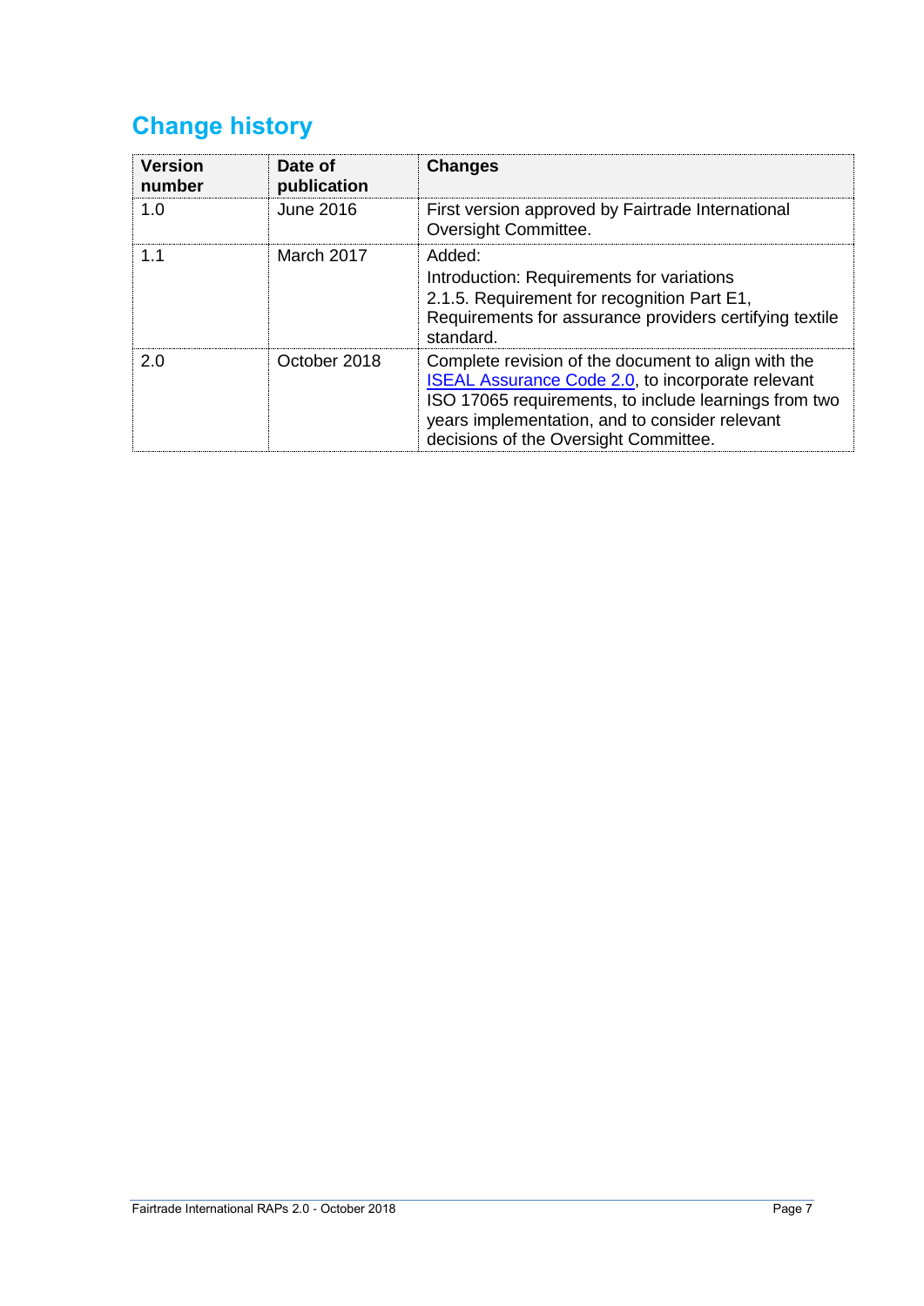## Change history

| Version number | Date of publication | Changes |
|---|---|---|
| 1.0 | June 2016 | First version approved by Fairtrade International Oversight Committee. |
| 1.1 | March 2017 | Added:<br>Introduction: Requirements for variations<br>2.1.5. Requirement for recognition Part E1, Requirements for assurance providers certifying textile standard. |
| 2.0 | October 2018 | Complete revision of the document to align with the [ISEAL Assurance Code 2.0](), to incorporate relevant ISO 17065 requirements, to include learnings from two years implementation, and to consider relevant decisions of the Oversight Committee. |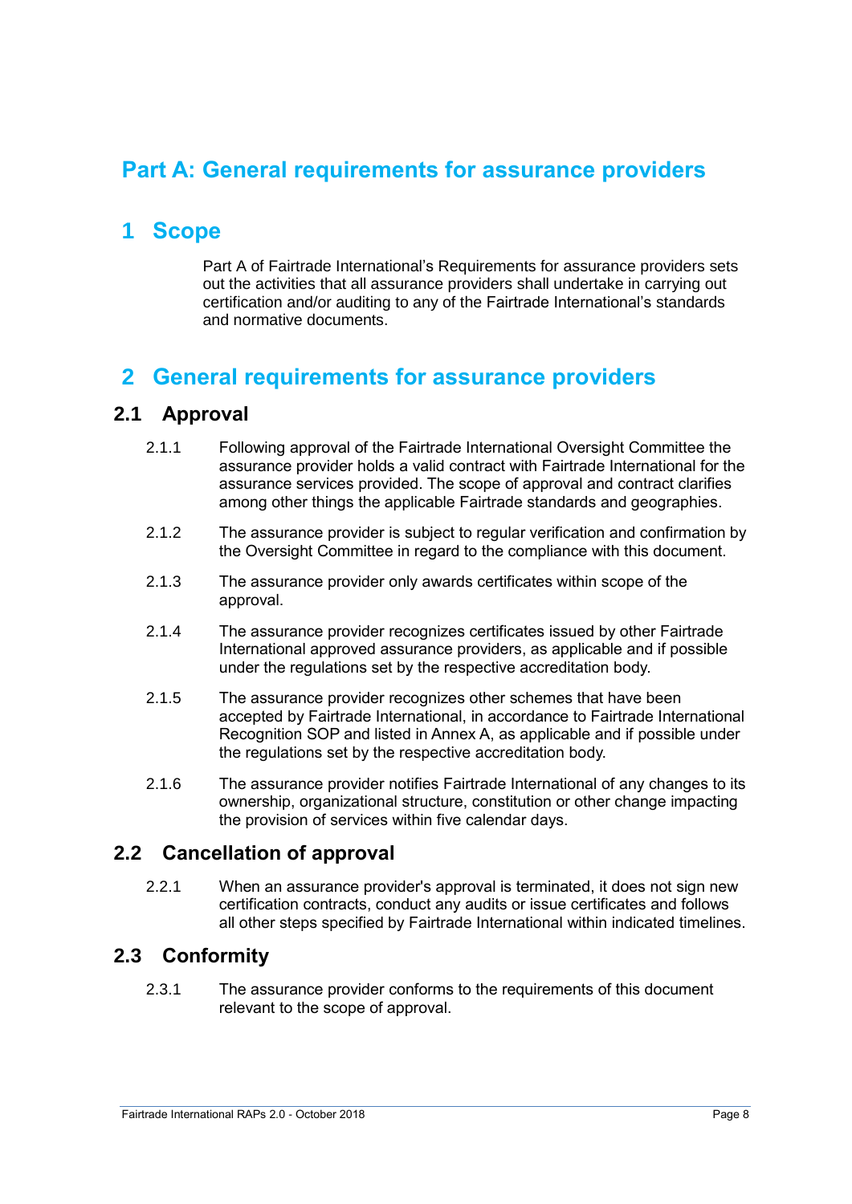# Part A: General requirements for assurance providers

## 1 Scope

Part A of Fairtrade International's Requirements for assurance providers sets out the activities that all assurance providers shall undertake in carrying out certification and/or auditing to any of the Fairtrade International's standards and normative documents.

## 2 General requirements for assurance providers

### 2.1 Approval

2.1.1 Following approval of the Fairtrade International Oversight Committee the assurance provider holds a valid contract with Fairtrade International for the assurance services provided. The scope of approval and contract clarifies among other things the applicable Fairtrade standards and geographies.

2.1.2 The assurance provider is subject to regular verification and confirmation by the Oversight Committee in regard to the compliance with this document.

2.1.3 The assurance provider only awards certificates within scope of the approval.

2.1.4 The assurance provider recognizes certificates issued by other Fairtrade International approved assurance providers, as applicable and if possible under the regulations set by the respective accreditation body.

2.1.5 The assurance provider recognizes other schemes that have been accepted by Fairtrade International, in accordance to Fairtrade International Recognition SOP and listed in Annex A, as applicable and if possible under the regulations set by the respective accreditation body.

2.1.6 The assurance provider notifies Fairtrade International of any changes to its ownership, organizational structure, constitution or other change impacting the provision of services within five calendar days.

### 2.2 Cancellation of approval

2.2.1 When an assurance provider's approval is terminated, it does not sign new certification contracts, conduct any audits or issue certificates and follows all other steps specified by Fairtrade International within indicated timelines.

### 2.3 Conformity

2.3.1 The assurance provider conforms to the requirements of this document relevant to the scope of approval.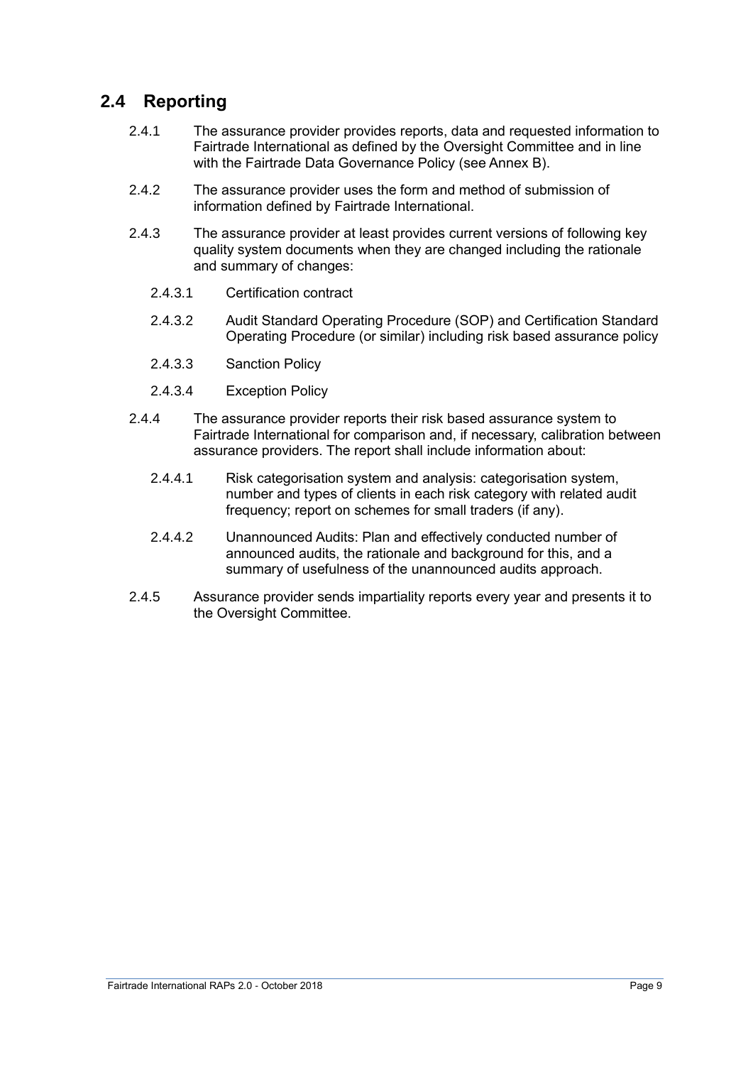## 2.4 Reporting

2.4.1 The assurance provider provides reports, data and requested information to Fairtrade International as defined by the Oversight Committee and in line with the Fairtrade Data Governance Policy (see Annex B).

2.4.2 The assurance provider uses the form and method of submission of information defined by Fairtrade International.

2.4.3 The assurance provider at least provides current versions of following key quality system documents when they are changed including the rationale and summary of changes:

- 2.4.3.1 Certification contract
- 2.4.3.2 Audit Standard Operating Procedure (SOP) and Certification Standard Operating Procedure (or similar) including risk based assurance policy
- 2.4.3.3 Sanction Policy
- 2.4.3.4 Exception Policy

2.4.4 The assurance provider reports their risk based assurance system to Fairtrade International for comparison and, if necessary, calibration between assurance providers. The report shall include information about:

- 2.4.4.1 Risk categorisation system and analysis: categorisation system, number and types of clients in each risk category with related audit frequency; report on schemes for small traders (if any).
- 2.4.4.2 Unannounced Audits: Plan and effectively conducted number of announced audits, the rationale and background for this, and a summary of usefulness of the unannounced audits approach.

2.4.5 Assurance provider sends impartiality reports every year and presents it to the Oversight Committee.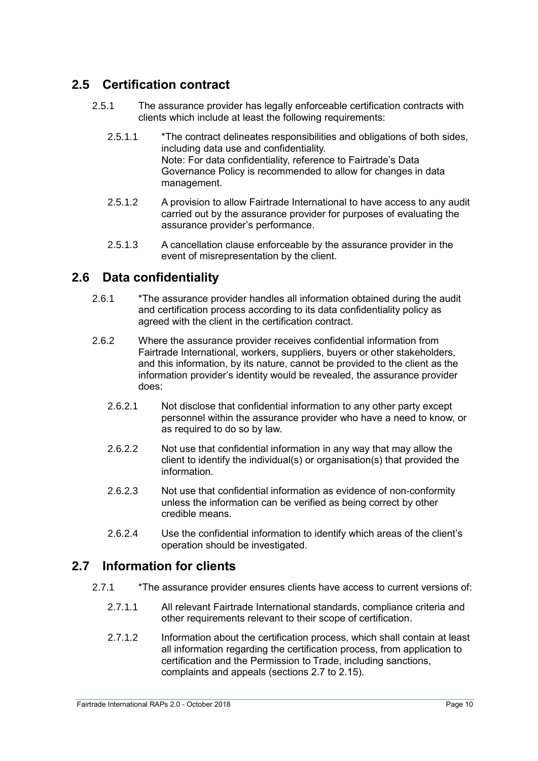## 2.5 Certification contract

2.5.1 The assurance provider has legally enforceable certification contracts with clients which include at least the following requirements:

2.5.1.1 *The contract delineates responsibilities and obligations of both sides, including data use and confidentiality.
Note: For data confidentiality, reference to Fairtrade's Data Governance Policy is recommended to allow for changes in data management.

2.5.1.2 A provision to allow Fairtrade International to have access to any audit carried out by the assurance provider for purposes of evaluating the assurance provider's performance.

2.5.1.3 A cancellation clause enforceable by the assurance provider in the event of misrepresentation by the client.

## 2.6 Data confidentiality

2.6.1 *The assurance provider handles all information obtained during the audit and certification process according to its data confidentiality policy as agreed with the client in the certification contract.

2.6.2 Where the assurance provider receives confidential information from Fairtrade International, workers, suppliers, buyers or other stakeholders, and this information, by its nature, cannot be provided to the client as the information provider's identity would be revealed, the assurance provider does:

2.6.2.1 Not disclose that confidential information to any other party except personnel within the assurance provider who have a need to know, or as required to do so by law.

2.6.2.2 Not use that confidential information in any way that may allow the client to identify the individual(s) or organisation(s) that provided the information.

2.6.2.3 Not use that confidential information as evidence of non-conformity unless the information can be verified as being correct by other credible means.

2.6.2.4 Use the confidential information to identify which areas of the client's operation should be investigated.

## 2.7 Information for clients

2.7.1 *The assurance provider ensures clients have access to current versions of:

2.7.1.1 All relevant Fairtrade International standards, compliance criteria and other requirements relevant to their scope of certification.

2.7.1.2 Information about the certification process, which shall contain at least all information regarding the certification process, from application to certification and the Permission to Trade, including sanctions, complaints and appeals (sections 2.7 to 2.15).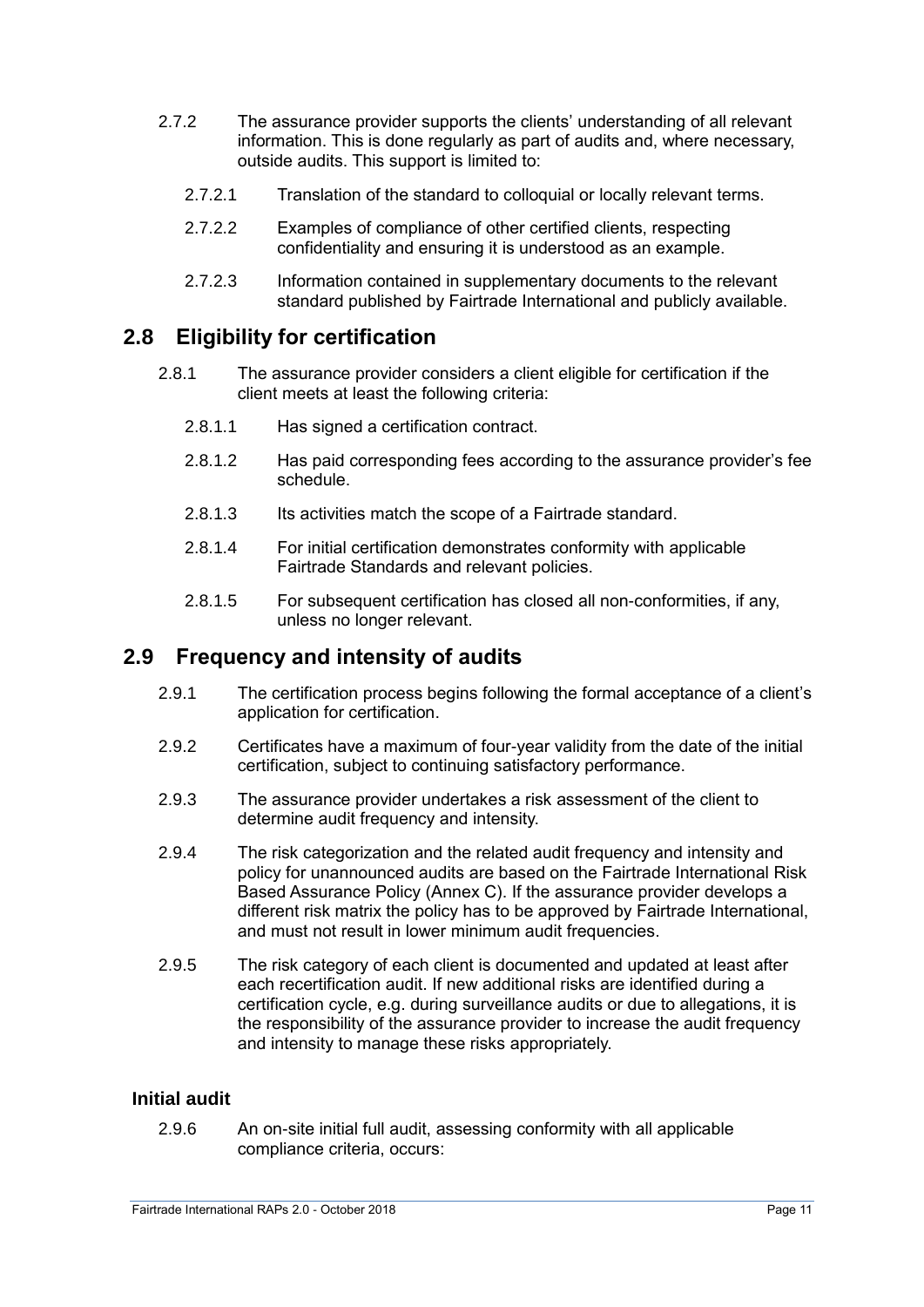2.7.2 The assurance provider supports the clients' understanding of all relevant information. This is done regularly as part of audits and, where necessary, outside audits. This support is limited to:

2.7.2.1 Translation of the standard to colloquial or locally relevant terms.

2.7.2.2 Examples of compliance of other certified clients, respecting confidentiality and ensuring it is understood as an example.

2.7.2.3 Information contained in supplementary documents to the relevant standard published by Fairtrade International and publicly available.

## 2.8 Eligibility for certification

2.8.1 The assurance provider considers a client eligible for certification if the client meets at least the following criteria:

2.8.1.1 Has signed a certification contract.

2.8.1.2 Has paid corresponding fees according to the assurance provider's fee schedule.

2.8.1.3 Its activities match the scope of a Fairtrade standard.

2.8.1.4 For initial certification demonstrates conformity with applicable Fairtrade Standards and relevant policies.

2.8.1.5 For subsequent certification has closed all non-conformities, if any, unless no longer relevant.

## 2.9 Frequency and intensity of audits

2.9.1 The certification process begins following the formal acceptance of a client's application for certification.

2.9.2 Certificates have a maximum of four-year validity from the date of the initial certification, subject to continuing satisfactory performance.

2.9.3 The assurance provider undertakes a risk assessment of the client to determine audit frequency and intensity.

2.9.4 The risk categorization and the related audit frequency and intensity and policy for unannounced audits are based on the Fairtrade International Risk Based Assurance Policy (Annex C). If the assurance provider develops a different risk matrix the policy has to be approved by Fairtrade International, and must not result in lower minimum audit frequencies.

2.9.5 The risk category of each client is documented and updated at least after each recertification audit. If new additional risks are identified during a certification cycle, e.g. during surveillance audits or due to allegations, it is the responsibility of the assurance provider to increase the audit frequency and intensity to manage these risks appropriately.

### Initial audit

2.9.6 An on-site initial full audit, assessing conformity with all applicable compliance criteria, occurs: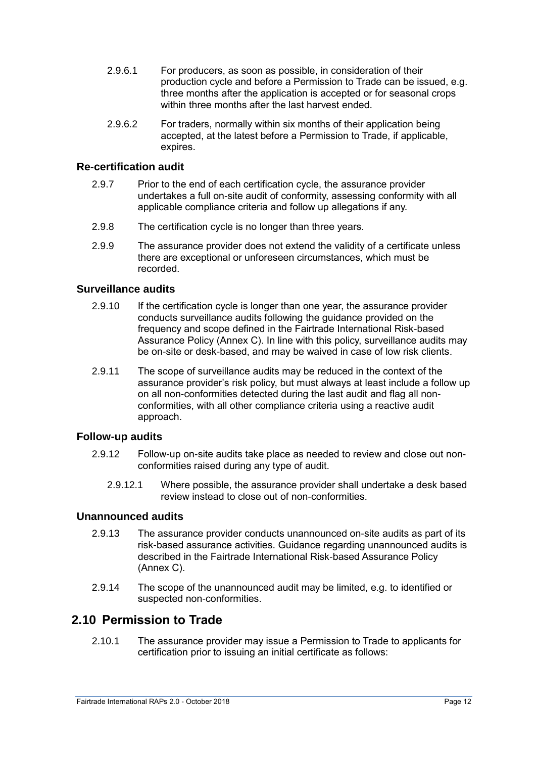2.9.6.1 For producers, as soon as possible, in consideration of their production cycle and before a Permission to Trade can be issued, e.g. three months after the application is accepted or for seasonal crops within three months after the last harvest ended.

2.9.6.2 For traders, normally within six months of their application being accepted, at the latest before a Permission to Trade, if applicable, expires.

### Re-certification audit

2.9.7 Prior to the end of each certification cycle, the assurance provider undertakes a full on-site audit of conformity, assessing conformity with all applicable compliance criteria and follow up allegations if any.

2.9.8 The certification cycle is no longer than three years.

2.9.9 The assurance provider does not extend the validity of a certificate unless there are exceptional or unforeseen circumstances, which must be recorded.

### Surveillance audits

2.9.10 If the certification cycle is longer than one year, the assurance provider conducts surveillance audits following the guidance provided on the frequency and scope defined in the Fairtrade International Risk-based Assurance Policy (Annex C). In line with this policy, surveillance audits may be on-site or desk-based, and may be waived in case of low risk clients.

2.9.11 The scope of surveillance audits may be reduced in the context of the assurance provider's risk policy, but must always at least include a follow up on all non-conformities detected during the last audit and flag all non-conformities, with all other compliance criteria using a reactive audit approach.

### Follow-up audits

2.9.12 Follow-up on-site audits take place as needed to review and close out non-conformities raised during any type of audit.

2.9.12.1 Where possible, the assurance provider shall undertake a desk based review instead to close out of non-conformities.

### Unannounced audits

2.9.13 The assurance provider conducts unannounced on-site audits as part of its risk-based assurance activities. Guidance regarding unannounced audits is described in the Fairtrade International Risk-based Assurance Policy (Annex C).

2.9.14 The scope of the unannounced audit may be limited, e.g. to identified or suspected non-conformities.

## 2.10 Permission to Trade

2.10.1 The assurance provider may issue a Permission to Trade to applicants for certification prior to issuing an initial certificate as follows: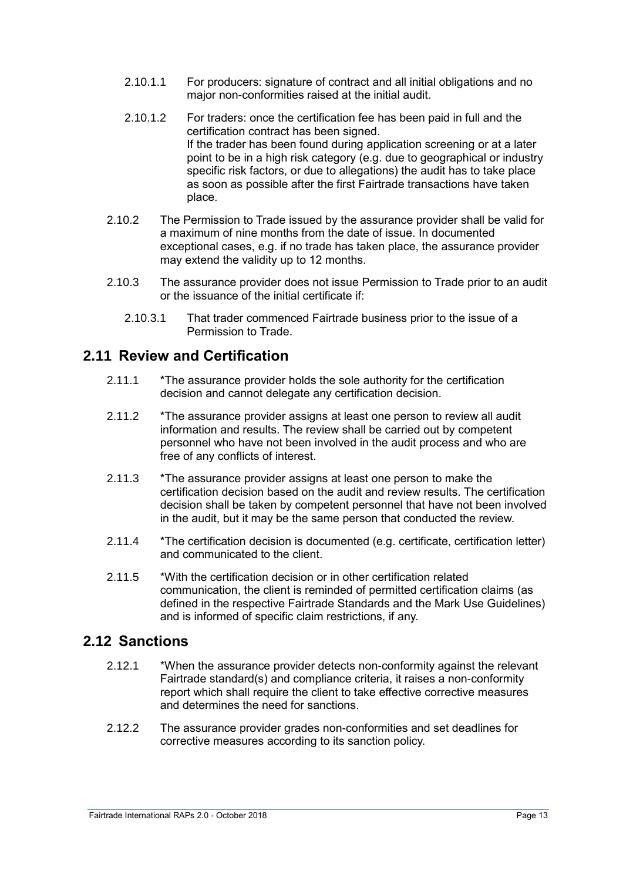2.10.1.1 For producers: signature of contract and all initial obligations and no major non-conformities raised at the initial audit.

2.10.1.2 For traders: once the certification fee has been paid in full and the certification contract has been signed.
If the trader has been found during application screening or at a later point to be in a high risk category (e.g. due to geographical or industry specific risk factors, or due to allegations) the audit has to take place as soon as possible after the first Fairtrade transactions have taken place.

2.10.2 The Permission to Trade issued by the assurance provider shall be valid for a maximum of nine months from the date of issue. In documented exceptional cases, e.g. if no trade has taken place, the assurance provider may extend the validity up to 12 months.

2.10.3 The assurance provider does not issue Permission to Trade prior to an audit or the issuance of the initial certificate if:

2.10.3.1 That trader commenced Fairtrade business prior to the issue of a Permission to Trade.

## 2.11 Review and Certification

2.11.1 *The assurance provider holds the sole authority for the certification decision and cannot delegate any certification decision.

2.11.2 *The assurance provider assigns at least one person to review all audit information and results. The review shall be carried out by competent personnel who have not been involved in the audit process and who are free of any conflicts of interest.

2.11.3 *The assurance provider assigns at least one person to make the certification decision based on the audit and review results. The certification decision shall be taken by competent personnel that have not been involved in the audit, but it may be the same person that conducted the review.

2.11.4 *The certification decision is documented (e.g. certificate, certification letter) and communicated to the client.

2.11.5 *With the certification decision or in other certification related communication, the client is reminded of permitted certification claims (as defined in the respective Fairtrade Standards and the Mark Use Guidelines) and is informed of specific claim restrictions, if any.

## 2.12 Sanctions

2.12.1 *When the assurance provider detects non-conformity against the relevant Fairtrade standard(s) and compliance criteria, it raises a non-conformity report which shall require the client to take effective corrective measures and determines the need for sanctions.

2.12.2 The assurance provider grades non-conformities and set deadlines for corrective measures according to its sanction policy.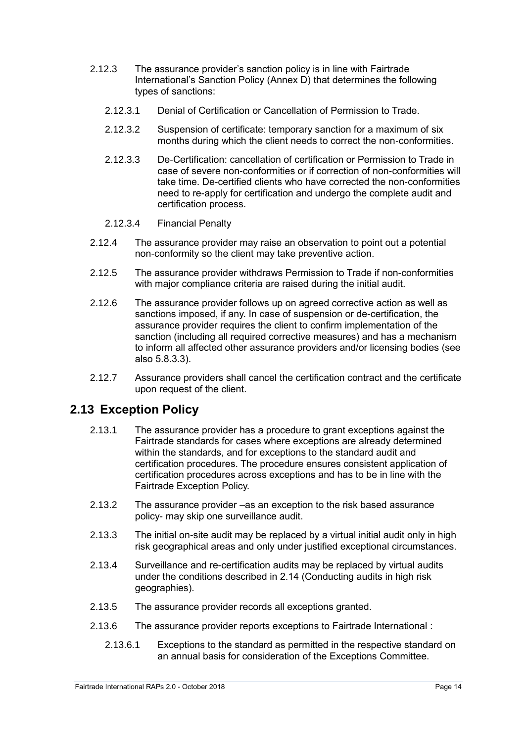2.12.3 The assurance provider's sanction policy is in line with Fairtrade International's Sanction Policy (Annex D) that determines the following types of sanctions:

2.12.3.1 Denial of Certification or Cancellation of Permission to Trade.

2.12.3.2 Suspension of certificate: temporary sanction for a maximum of six months during which the client needs to correct the non-conformities.

2.12.3.3 De-Certification: cancellation of certification or Permission to Trade in case of severe non-conformities or if correction of non-conformities will take time. De-certified clients who have corrected the non-conformities need to re-apply for certification and undergo the complete audit and certification process.

2.12.3.4 Financial Penalty

2.12.4 The assurance provider may raise an observation to point out a potential non-conformity so the client may take preventive action.

2.12.5 The assurance provider withdraws Permission to Trade if non-conformities with major compliance criteria are raised during the initial audit.

2.12.6 The assurance provider follows up on agreed corrective action as well as sanctions imposed, if any. In case of suspension or de-certification, the assurance provider requires the client to confirm implementation of the sanction (including all required corrective measures) and has a mechanism to inform all affected other assurance providers and/or licensing bodies (see also 5.8.3.3).

2.12.7 Assurance providers shall cancel the certification contract and the certificate upon request of the client.

## 2.13 Exception Policy

2.13.1 The assurance provider has a procedure to grant exceptions against the Fairtrade standards for cases where exceptions are already determined within the standards, and for exceptions to the standard audit and certification procedures. The procedure ensures consistent application of certification procedures across exceptions and has to be in line with the Fairtrade Exception Policy.

2.13.2 The assurance provider –as an exception to the risk based assurance policy- may skip one surveillance audit.

2.13.3 The initial on-site audit may be replaced by a virtual initial audit only in high risk geographical areas and only under justified exceptional circumstances.

2.13.4 Surveillance and re-certification audits may be replaced by virtual audits under the conditions described in 2.14 (Conducting audits in high risk geographies).

2.13.5 The assurance provider records all exceptions granted.

2.13.6 The assurance provider reports exceptions to Fairtrade International :

2.13.6.1 Exceptions to the standard as permitted in the respective standard on an annual basis for consideration of the Exceptions Committee.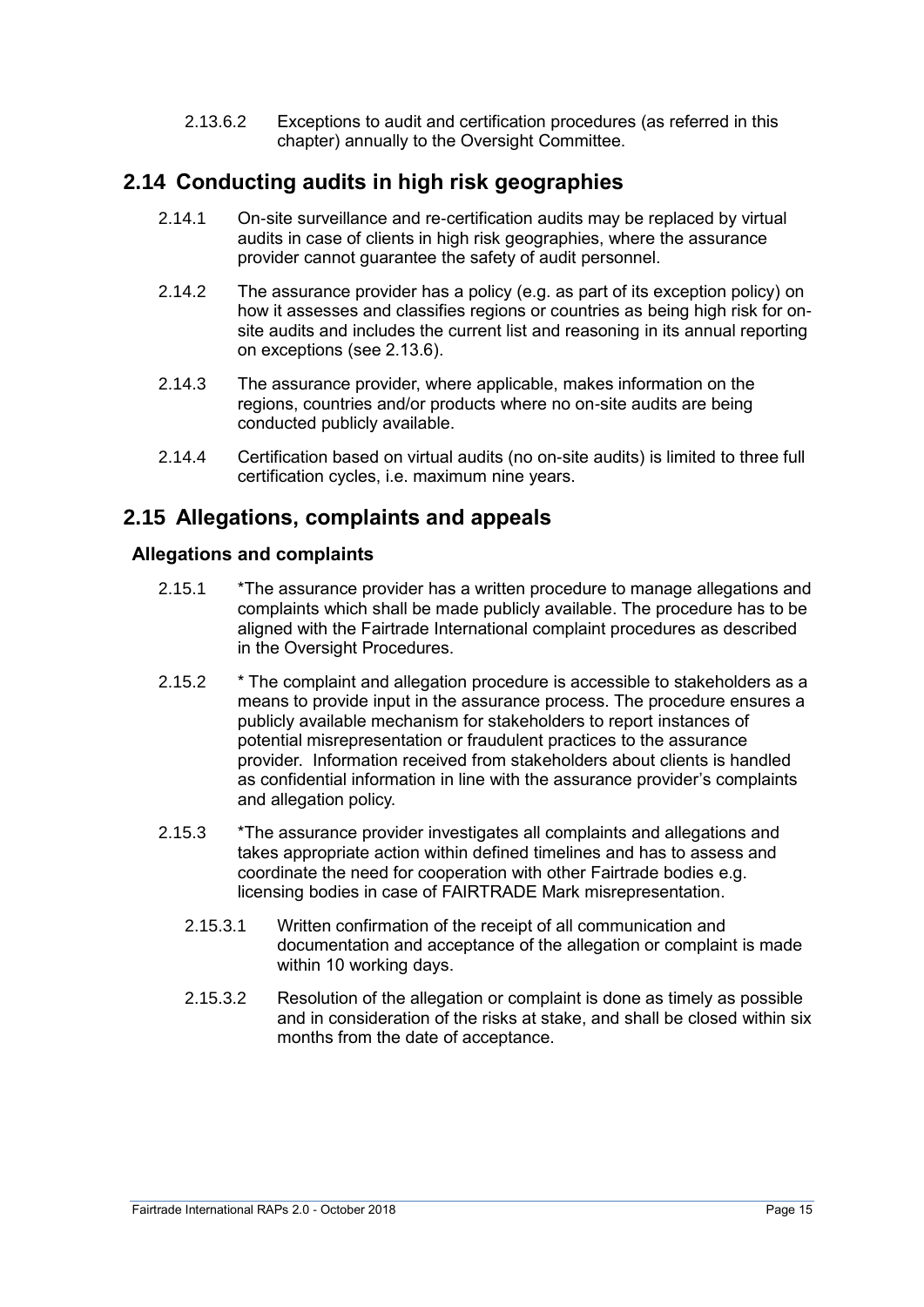2.13.6.2 Exceptions to audit and certification procedures (as referred in this chapter) annually to the Oversight Committee.

## 2.14 Conducting audits in high risk geographies

2.14.1 On-site surveillance and re-certification audits may be replaced by virtual audits in case of clients in high risk geographies, where the assurance provider cannot guarantee the safety of audit personnel.

2.14.2 The assurance provider has a policy (e.g. as part of its exception policy) on how it assesses and classifies regions or countries as being high risk for on-site audits and includes the current list and reasoning in its annual reporting on exceptions (see 2.13.6).

2.14.3 The assurance provider, where applicable, makes information on the regions, countries and/or products where no on-site audits are being conducted publicly available.

2.14.4 Certification based on virtual audits (no on-site audits) is limited to three full certification cycles, i.e. maximum nine years.

## 2.15 Allegations, complaints and appeals

### Allegations and complaints

2.15.1 *The assurance provider has a written procedure to manage allegations and complaints which shall be made publicly available. The procedure has to be aligned with the Fairtrade International complaint procedures as described in the Oversight Procedures.

2.15.2 * The complaint and allegation procedure is accessible to stakeholders as a means to provide input in the assurance process. The procedure ensures a publicly available mechanism for stakeholders to report instances of potential misrepresentation or fraudulent practices to the assurance provider. Information received from stakeholders about clients is handled as confidential information in line with the assurance provider's complaints and allegation policy.

2.15.3 *The assurance provider investigates all complaints and allegations and takes appropriate action within defined timelines and has to assess and coordinate the need for cooperation with other Fairtrade bodies e.g. licensing bodies in case of FAIRTRADE Mark misrepresentation.

2.15.3.1 Written confirmation of the receipt of all communication and documentation and acceptance of the allegation or complaint is made within 10 working days.

2.15.3.2 Resolution of the allegation or complaint is done as timely as possible and in consideration of the risks at stake, and shall be closed within six months from the date of acceptance.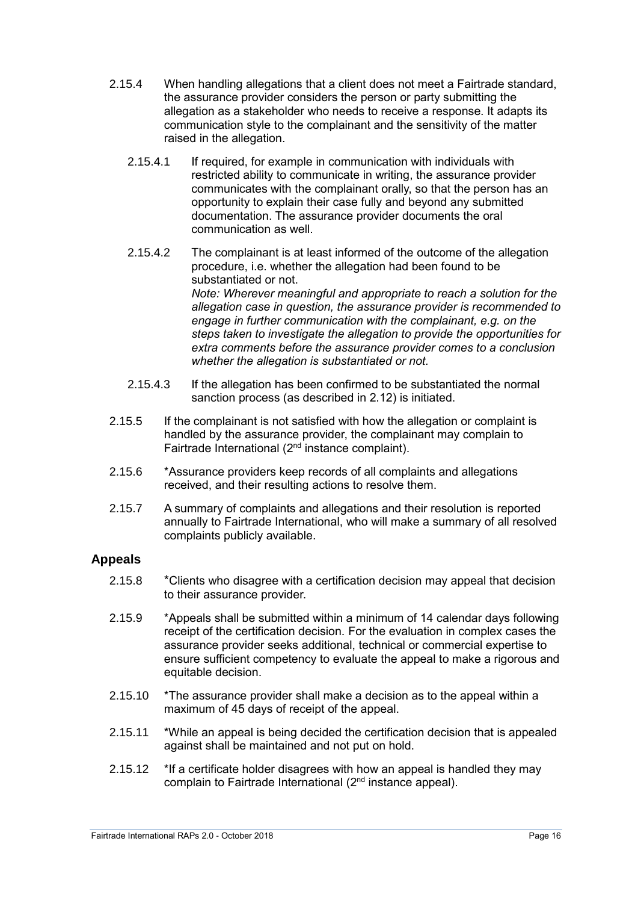2.15.4 When handling allegations that a client does not meet a Fairtrade standard, the assurance provider considers the person or party submitting the allegation as a stakeholder who needs to receive a response. It adapts its communication style to the complainant and the sensitivity of the matter raised in the allegation.

2.15.4.1 If required, for example in communication with individuals with restricted ability to communicate in writing, the assurance provider communicates with the complainant orally, so that the person has an opportunity to explain their case fully and beyond any submitted documentation. The assurance provider documents the oral communication as well.

2.15.4.2 The complainant is at least informed of the outcome of the allegation procedure, i.e. whether the allegation had been found to be substantiated or not.
*Note: Wherever meaningful and appropriate to reach a solution for the allegation case in question, the assurance provider is recommended to engage in further communication with the complainant, e.g. on the steps taken to investigate the allegation to provide the opportunities for extra comments before the assurance provider comes to a conclusion whether the allegation is substantiated or not.*

2.15.4.3 If the allegation has been confirmed to be substantiated the normal sanction process (as described in 2.12) is initiated.

2.15.5 If the complainant is not satisfied with how the allegation or complaint is handled by the assurance provider, the complainant may complain to Fairtrade International (2nd instance complaint).

2.15.6 *Assurance providers keep records of all complaints and allegations received, and their resulting actions to resolve them.

2.15.7 A summary of complaints and allegations and their resolution is reported annually to Fairtrade International, who will make a summary of all resolved complaints publicly available.

### Appeals

2.15.8 *Clients who disagree with a certification decision may appeal that decision to their assurance provider.

2.15.9 *Appeals shall be submitted within a minimum of 14 calendar days following receipt of the certification decision. For the evaluation in complex cases the assurance provider seeks additional, technical or commercial expertise to ensure sufficient competency to evaluate the appeal to make a rigorous and equitable decision.

2.15.10 *The assurance provider shall make a decision as to the appeal within a maximum of 45 days of receipt of the appeal.

2.15.11 *While an appeal is being decided the certification decision that is appealed against shall be maintained and not put on hold.

2.15.12 *If a certificate holder disagrees with how an appeal is handled they may complain to Fairtrade International (2nd instance appeal).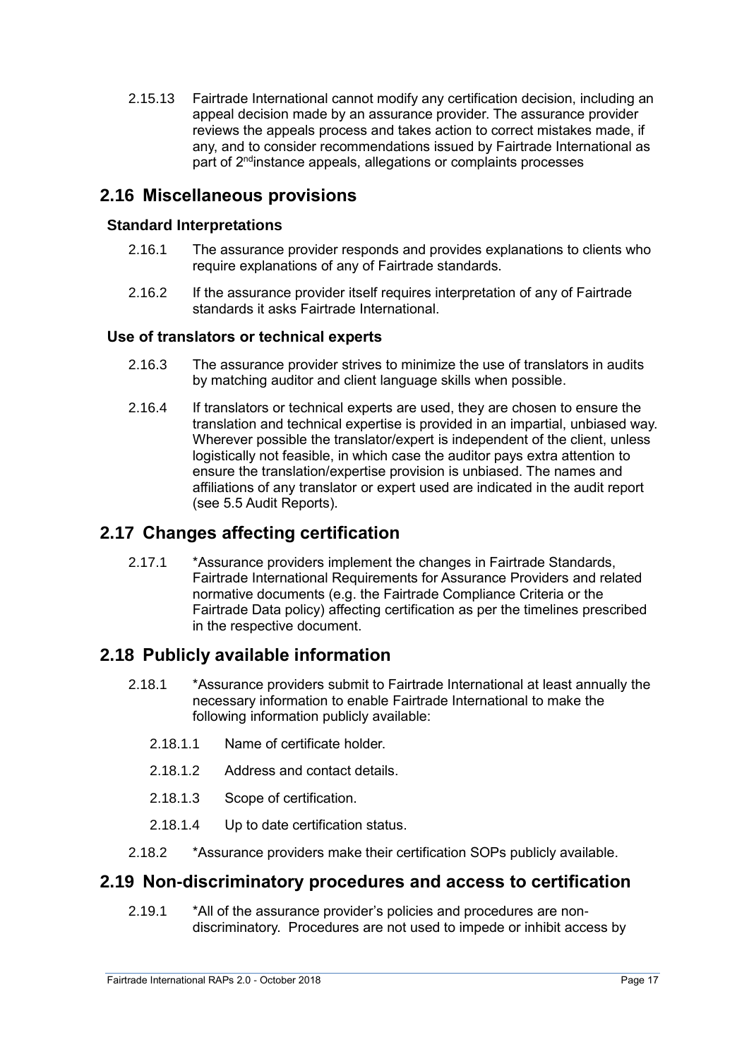2.15.13 Fairtrade International cannot modify any certification decision, including an appeal decision made by an assurance provider. The assurance provider reviews the appeals process and takes action to correct mistakes made, if any, and to consider recommendations issued by Fairtrade International as part of 2[nd]instance appeals, allegations or complaints processes

## 2.16 Miscellaneous provisions

### Standard Interpretations

2.16.1 The assurance provider responds and provides explanations to clients who require explanations of any of Fairtrade standards.

2.16.2 If the assurance provider itself requires interpretation of any of Fairtrade standards it asks Fairtrade International.

### Use of translators or technical experts

2.16.3 The assurance provider strives to minimize the use of translators in audits by matching auditor and client language skills when possible.

2.16.4 If translators or technical experts are used, they are chosen to ensure the translation and technical expertise is provided in an impartial, unbiased way. Wherever possible the translator/expert is independent of the client, unless logistically not feasible, in which case the auditor pays extra attention to ensure the translation/expertise provision is unbiased. The names and affiliations of any translator or expert used are indicated in the audit report (see 5.5 Audit Reports).

## 2.17 Changes affecting certification

2.17.1 *Assurance providers implement the changes in Fairtrade Standards, Fairtrade International Requirements for Assurance Providers and related normative documents (e.g. the Fairtrade Compliance Criteria or the Fairtrade Data policy) affecting certification as per the timelines prescribed in the respective document.

## 2.18 Publicly available information

2.18.1 *Assurance providers submit to Fairtrade International at least annually the necessary information to enable Fairtrade International to make the following information publicly available:

2.18.1.1 Name of certificate holder.

2.18.1.2 Address and contact details.

2.18.1.3 Scope of certification.

2.18.1.4 Up to date certification status.

2.18.2 *Assurance providers make their certification SOPs publicly available.

## 2.19 Non-discriminatory procedures and access to certification

2.19.1 *All of the assurance provider's policies and procedures are non-discriminatory. Procedures are not used to impede or inhibit access by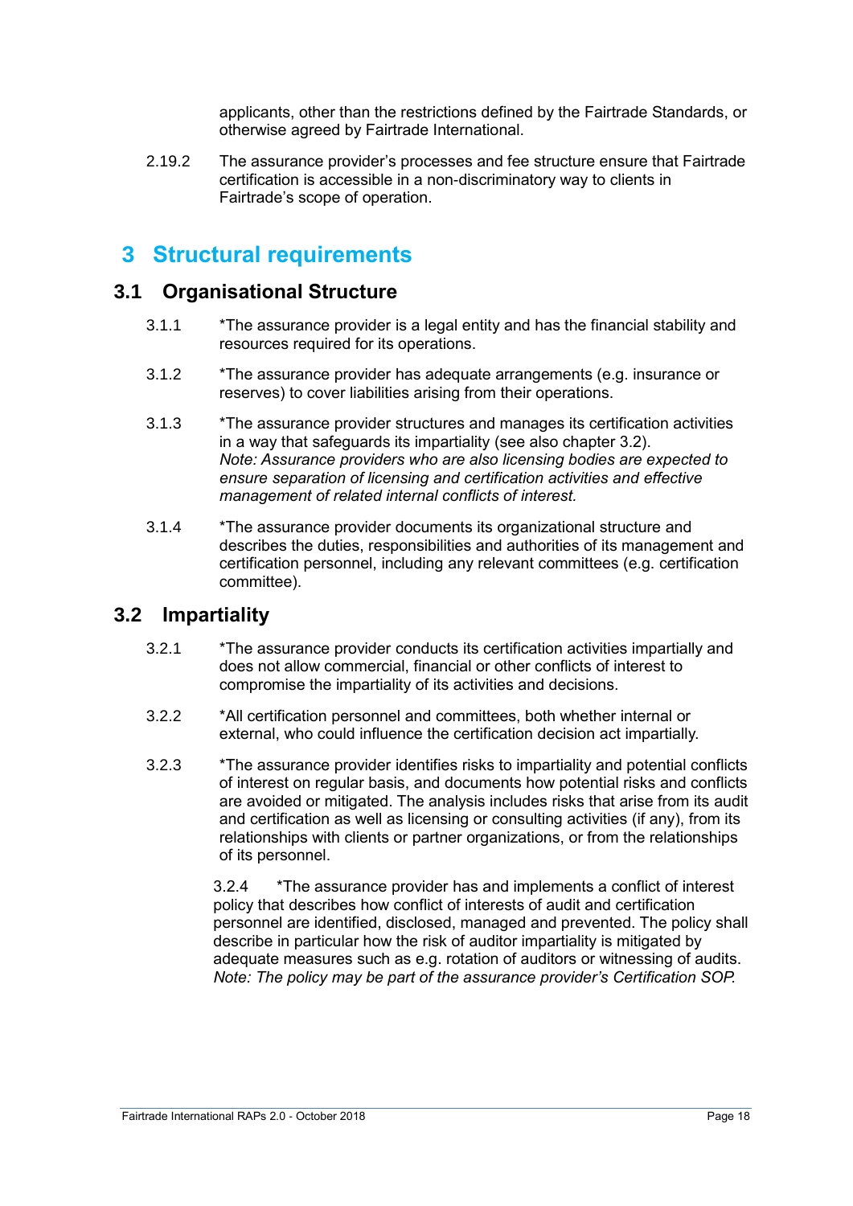applicants, other than the restrictions defined by the Fairtrade Standards, or otherwise agreed by Fairtrade International.

2.19.2 The assurance provider's processes and fee structure ensure that Fairtrade certification is accessible in a non-discriminatory way to clients in Fairtrade's scope of operation.

# 3 Structural requirements

## 3.1 Organisational Structure

3.1.1 *The assurance provider is a legal entity and has the financial stability and resources required for its operations.

3.1.2 *The assurance provider has adequate arrangements (e.g. insurance or reserves) to cover liabilities arising from their operations.

3.1.3 *The assurance provider structures and manages its certification activities in a way that safeguards its impartiality (see also chapter 3.2).
*Note: Assurance providers who are also licensing bodies are expected to ensure separation of licensing and certification activities and effective management of related internal conflicts of interest.*

3.1.4 *The assurance provider documents its organizational structure and describes the duties, responsibilities and authorities of its management and certification personnel, including any relevant committees (e.g. certification committee).

## 3.2 Impartiality

3.2.1 *The assurance provider conducts its certification activities impartially and does not allow commercial, financial or other conflicts of interest to compromise the impartiality of its activities and decisions.

3.2.2 *All certification personnel and committees, both whether internal or external, who could influence the certification decision act impartially.

3.2.3 *The assurance provider identifies risks to impartiality and potential conflicts of interest on regular basis, and documents how potential risks and conflicts are avoided or mitigated. The analysis includes risks that arise from its audit and certification as well as licensing or consulting activities (if any), from its relationships with clients or partner organizations, or from the relationships of its personnel.

3.2.4 *The assurance provider has and implements a conflict of interest policy that describes how conflict of interests of audit and certification personnel are identified, disclosed, managed and prevented. The policy shall describe in particular how the risk of auditor impartiality is mitigated by adequate measures such as e.g. rotation of auditors or witnessing of audits.
*Note: The policy may be part of the assurance provider's Certification SOP.*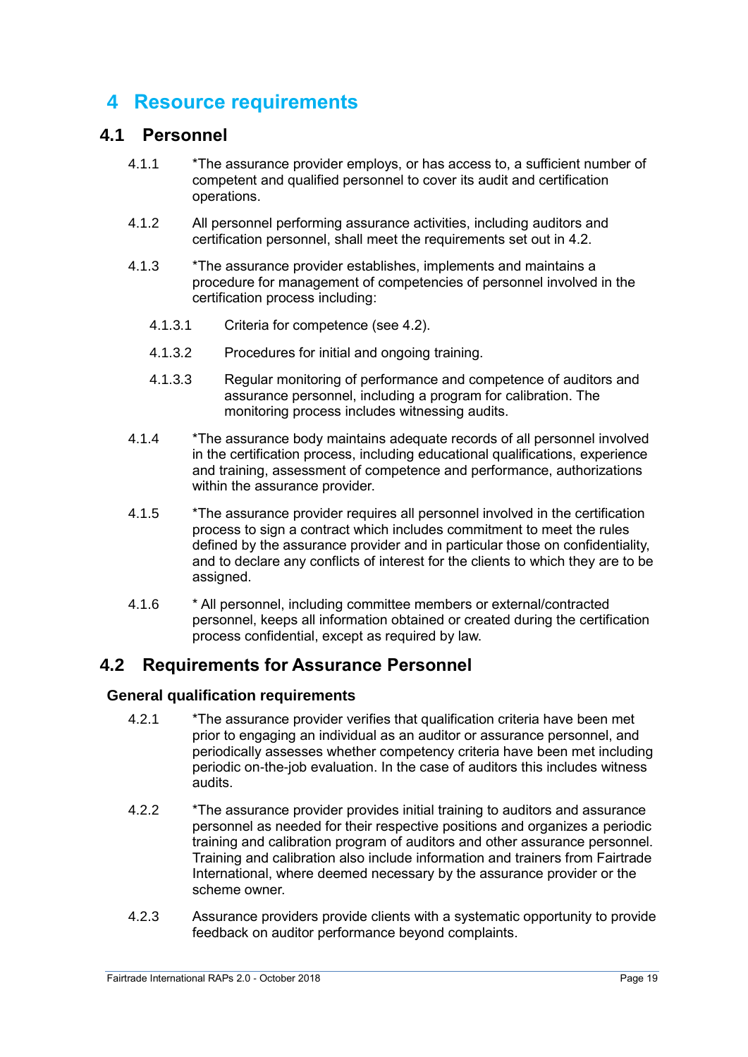# 4 Resource requirements

## 4.1 Personnel

4.1.1 *The assurance provider employs, or has access to, a sufficient number of competent and qualified personnel to cover its audit and certification operations.

4.1.2 All personnel performing assurance activities, including auditors and certification personnel, shall meet the requirements set out in 4.2.

4.1.3 *The assurance provider establishes, implements and maintains a procedure for management of competencies of personnel involved in the certification process including:

4.1.3.1 Criteria for competence (see 4.2).

4.1.3.2 Procedures for initial and ongoing training.

4.1.3.3 Regular monitoring of performance and competence of auditors and assurance personnel, including a program for calibration. The monitoring process includes witnessing audits.

4.1.4 *The assurance body maintains adequate records of all personnel involved in the certification process, including educational qualifications, experience and training, assessment of competence and performance, authorizations within the assurance provider.

4.1.5 *The assurance provider requires all personnel involved in the certification process to sign a contract which includes commitment to meet the rules defined by the assurance provider and in particular those on confidentiality, and to declare any conflicts of interest for the clients to which they are to be assigned.

4.1.6 * All personnel, including committee members or external/contracted personnel, keeps all information obtained or created during the certification process confidential, except as required by law.

## 4.2 Requirements for Assurance Personnel

### General qualification requirements

4.2.1 *The assurance provider verifies that qualification criteria have been met prior to engaging an individual as an auditor or assurance personnel, and periodically assesses whether competency criteria have been met including periodic on-the-job evaluation. In the case of auditors this includes witness audits.

4.2.2 *The assurance provider provides initial training to auditors and assurance personnel as needed for their respective positions and organizes a periodic training and calibration program of auditors and other assurance personnel. Training and calibration also include information and trainers from Fairtrade International, where deemed necessary by the assurance provider or the scheme owner.

4.2.3 Assurance providers provide clients with a systematic opportunity to provide feedback on auditor performance beyond complaints.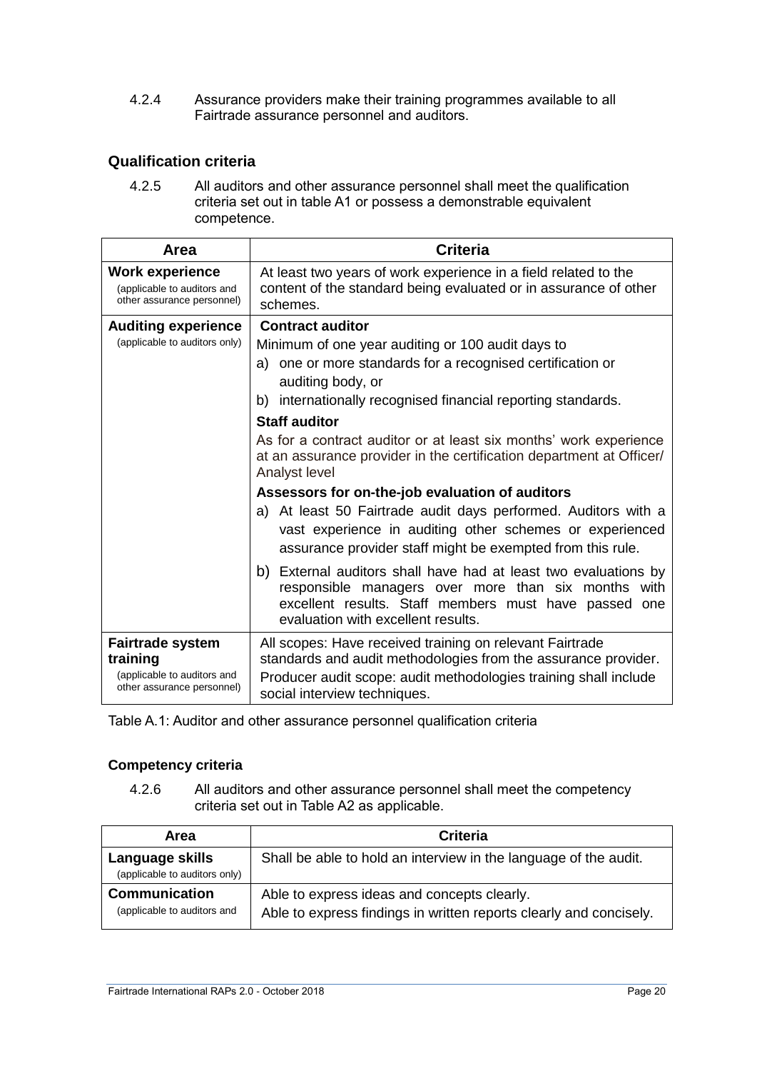4.2.4 Assurance providers make their training programmes available to all Fairtrade assurance personnel and auditors.

### Qualification criteria

4.2.5 All auditors and other assurance personnel shall meet the qualification criteria set out in table A1 or possess a demonstrable equivalent competence.

| Area | Criteria |
|---|---|
| **Work experience** (applicable to auditors and other assurance personnel) | At least two years of work experience in a field related to the content of the standard being evaluated or in assurance of other schemes. |
| **Auditing experience** (applicable to auditors only) | **Contract auditor**<br>Minimum of one year auditing or 100 audit days to<br>a) one or more standards for a recognised certification or auditing body, or<br>b) internationally recognised financial reporting standards.<br>**Staff auditor**<br>As for a contract auditor or at least six months' work experience at an assurance provider in the certification department at Officer/ Analyst level<br>**Assessors for on-the-job evaluation of auditors**<br>a) At least 50 Fairtrade audit days performed. Auditors with a vast experience in auditing other schemes or experienced assurance provider staff might be exempted from this rule.<br>b) External auditors shall have had at least two evaluations by responsible managers over more than six months with excellent results. Staff members must have passed one evaluation with excellent results. |
| **Fairtrade system training** (applicable to auditors and other assurance personnel) | All scopes: Have received training on relevant Fairtrade standards and audit methodologies from the assurance provider.<br>Producer audit scope: audit methodologies training shall include social interview techniques. |

Table A.1: Auditor and other assurance personnel qualification criteria

#### Competency criteria

4.2.6 All auditors and other assurance personnel shall meet the competency criteria set out in Table A2 as applicable.

| Area | Criteria |
|---|---|
| **Language skills** (applicable to auditors only) | Shall be able to hold an interview in the language of the audit. |
| **Communication** (applicable to auditors and | Able to express ideas and concepts clearly.<br>Able to express findings in written reports clearly and concisely. |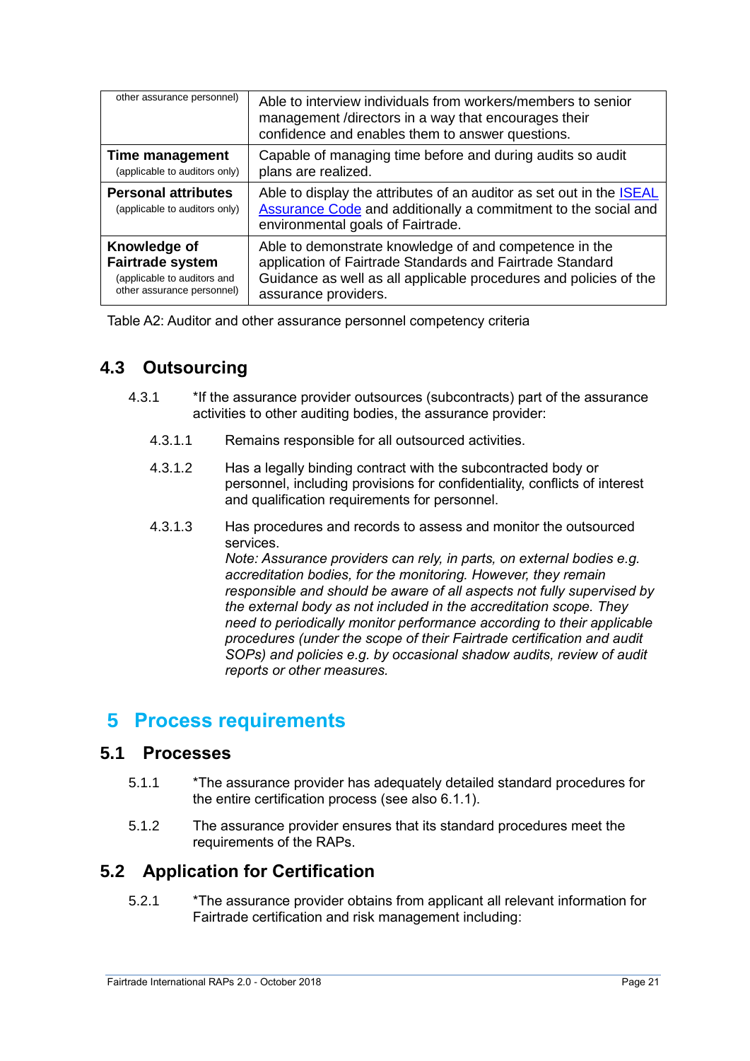| other assurance personnel) | Able to interview individuals from workers/members to senior management /directors in a way that encourages their confidence and enables them to answer questions. |
|---|---|
| **Time management** (applicable to auditors only) | Capable of managing time before and during audits so audit plans are realized. |
| **Personal attributes** (applicable to auditors only) | Able to display the attributes of an auditor as set out in the [ISEAL Assurance Code](ISEAL Assurance Code) and additionally a commitment to the social and environmental goals of Fairtrade. |
| **Knowledge of Fairtrade system** (applicable to auditors and other assurance personnel) | Able to demonstrate knowledge of and competence in the application of Fairtrade Standards and Fairtrade Standard Guidance as well as all applicable procedures and policies of the assurance providers. |

Table A2: Auditor and other assurance personnel competency criteria

## 4.3 Outsourcing

4.3.1 *If the assurance provider outsources (subcontracts) part of the assurance activities to other auditing bodies, the assurance provider:

4.3.1.1 Remains responsible for all outsourced activities.

4.3.1.2 Has a legally binding contract with the subcontracted body or personnel, including provisions for confidentiality, conflicts of interest and qualification requirements for personnel.

4.3.1.3 Has procedures and records to assess and monitor the outsourced services.
*Note: Assurance providers can rely, in parts, on external bodies e.g. accreditation bodies, for the monitoring. However, they remain responsible and should be aware of all aspects not fully supervised by the external body as not included in the accreditation scope. They need to periodically monitor performance according to their applicable procedures (under the scope of their Fairtrade certification and audit SOPs) and policies e.g. by occasional shadow audits, review of audit reports or other measures.*

# 5 Process requirements

## 5.1 Processes

5.1.1 *The assurance provider has adequately detailed standard procedures for the entire certification process (see also 6.1.1).

5.1.2 The assurance provider ensures that its standard procedures meet the requirements of the RAPs.

## 5.2 Application for Certification

5.2.1 *The assurance provider obtains from applicant all relevant information for Fairtrade certification and risk management including: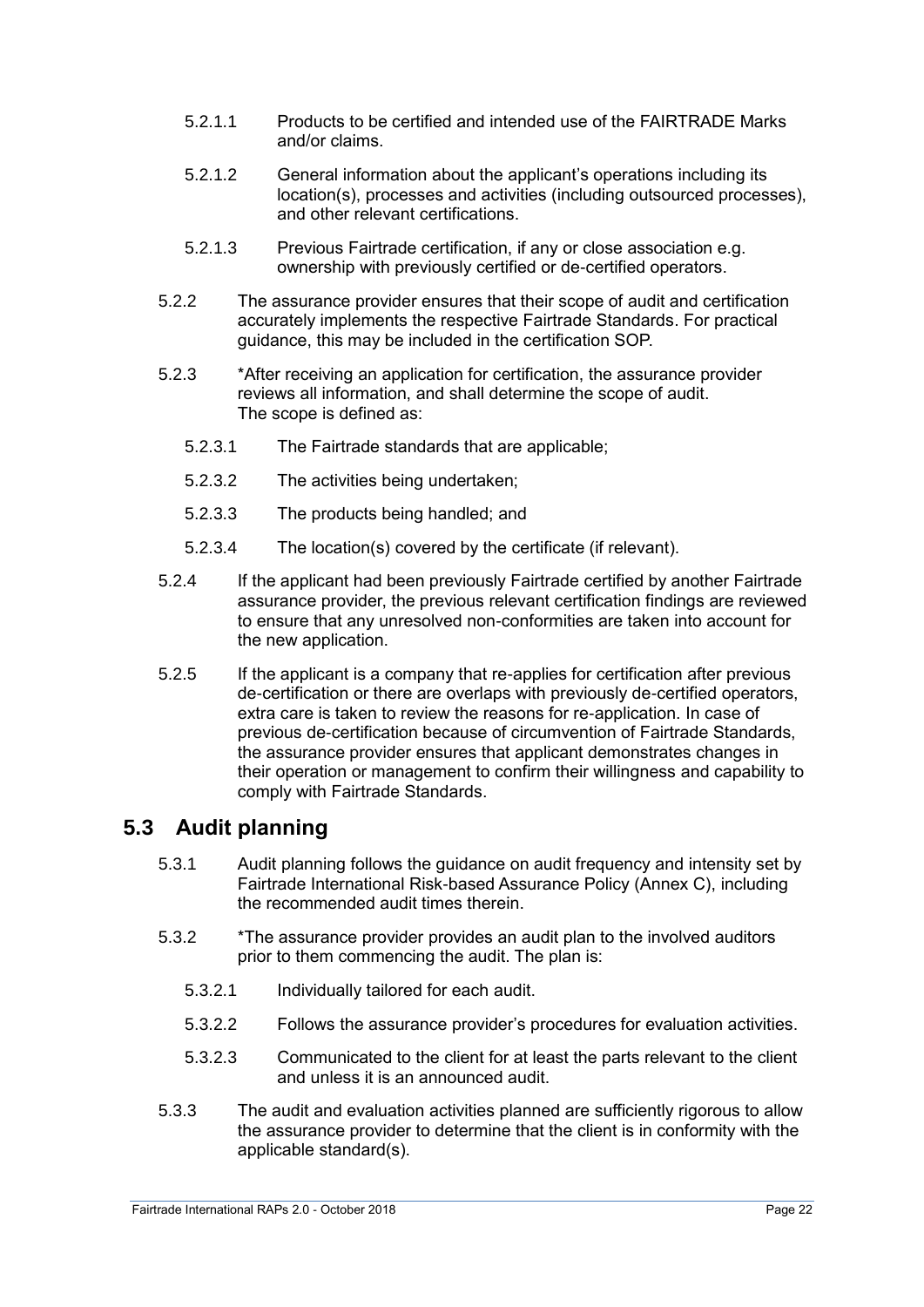5.2.1.1 Products to be certified and intended use of the FAIRTRADE Marks and/or claims.

5.2.1.2 General information about the applicant's operations including its location(s), processes and activities (including outsourced processes), and other relevant certifications.

5.2.1.3 Previous Fairtrade certification, if any or close association e.g. ownership with previously certified or de-certified operators.

5.2.2 The assurance provider ensures that their scope of audit and certification accurately implements the respective Fairtrade Standards. For practical guidance, this may be included in the certification SOP.

5.2.3 *After receiving an application for certification, the assurance provider reviews all information, and shall determine the scope of audit. The scope is defined as:

5.2.3.1 The Fairtrade standards that are applicable;

5.2.3.2 The activities being undertaken;

5.2.3.3 The products being handled; and

5.2.3.4 The location(s) covered by the certificate (if relevant).

5.2.4 If the applicant had been previously Fairtrade certified by another Fairtrade assurance provider, the previous relevant certification findings are reviewed to ensure that any unresolved non-conformities are taken into account for the new application.

5.2.5 If the applicant is a company that re-applies for certification after previous de-certification or there are overlaps with previously de-certified operators, extra care is taken to review the reasons for re-application. In case of previous de-certification because of circumvention of Fairtrade Standards, the assurance provider ensures that applicant demonstrates changes in their operation or management to confirm their willingness and capability to comply with Fairtrade Standards.

## 5.3 Audit planning

5.3.1 Audit planning follows the guidance on audit frequency and intensity set by Fairtrade International Risk-based Assurance Policy (Annex C), including the recommended audit times therein.

5.3.2 *The assurance provider provides an audit plan to the involved auditors prior to them commencing the audit. The plan is:

5.3.2.1 Individually tailored for each audit.

5.3.2.2 Follows the assurance provider's procedures for evaluation activities.

5.3.2.3 Communicated to the client for at least the parts relevant to the client and unless it is an announced audit.

5.3.3 The audit and evaluation activities planned are sufficiently rigorous to allow the assurance provider to determine that the client is in conformity with the applicable standard(s).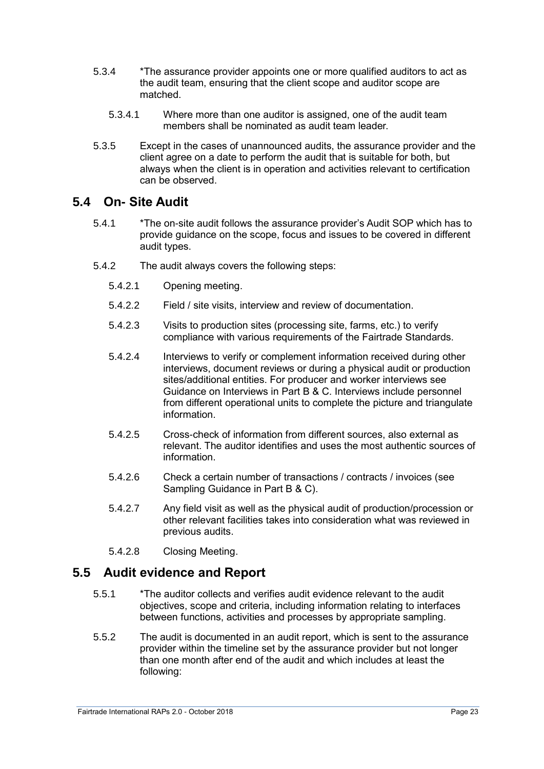5.3.4 *The assurance provider appoints one or more qualified auditors to act as the audit team, ensuring that the client scope and auditor scope are matched.

5.3.4.1 Where more than one auditor is assigned, one of the audit team members shall be nominated as audit team leader.

5.3.5 Except in the cases of unannounced audits, the assurance provider and the client agree on a date to perform the audit that is suitable for both, but always when the client is in operation and activities relevant to certification can be observed.

## 5.4 On- Site Audit

5.4.1 *The on-site audit follows the assurance provider's Audit SOP which has to provide guidance on the scope, focus and issues to be covered in different audit types.

5.4.2 The audit always covers the following steps:

5.4.2.1 Opening meeting.

5.4.2.2 Field / site visits, interview and review of documentation.

5.4.2.3 Visits to production sites (processing site, farms, etc.) to verify compliance with various requirements of the Fairtrade Standards.

5.4.2.4 Interviews to verify or complement information received during other interviews, document reviews or during a physical audit or production sites/additional entities. For producer and worker interviews see Guidance on Interviews in Part B & C. Interviews include personnel from different operational units to complete the picture and triangulate information.

5.4.2.5 Cross-check of information from different sources, also external as relevant. The auditor identifies and uses the most authentic sources of information.

5.4.2.6 Check a certain number of transactions / contracts / invoices (see Sampling Guidance in Part B & C).

5.4.2.7 Any field visit as well as the physical audit of production/procession or other relevant facilities takes into consideration what was reviewed in previous audits.

5.4.2.8 Closing Meeting.

## 5.5 Audit evidence and Report

5.5.1 *The auditor collects and verifies audit evidence relevant to the audit objectives, scope and criteria, including information relating to interfaces between functions, activities and processes by appropriate sampling.

5.5.2 The audit is documented in an audit report, which is sent to the assurance provider within the timeline set by the assurance provider but not longer than one month after end of the audit and which includes at least the following: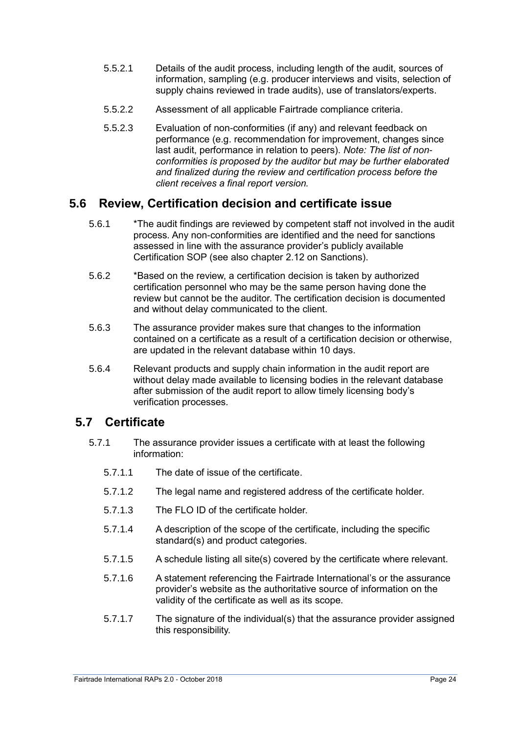5.5.2.1 Details of the audit process, including length of the audit, sources of information, sampling (e.g. producer interviews and visits, selection of supply chains reviewed in trade audits), use of translators/experts.

5.5.2.2 Assessment of all applicable Fairtrade compliance criteria.

5.5.2.3 Evaluation of non-conformities (if any) and relevant feedback on performance (e.g. recommendation for improvement, changes since last audit, performance in relation to peers). *Note: The list of non-conformities is proposed by the auditor but may be further elaborated and finalized during the review and certification process before the client receives a final report version.*

## 5.6 Review, Certification decision and certificate issue

5.6.1 *The audit findings are reviewed by competent staff not involved in the audit process. Any non-conformities are identified and the need for sanctions assessed in line with the assurance provider's publicly available Certification SOP (see also chapter 2.12 on Sanctions).

5.6.2 *Based on the review, a certification decision is taken by authorized certification personnel who may be the same person having done the review but cannot be the auditor. The certification decision is documented and without delay communicated to the client.

5.6.3 The assurance provider makes sure that changes to the information contained on a certificate as a result of a certification decision or otherwise, are updated in the relevant database within 10 days.

5.6.4 Relevant products and supply chain information in the audit report are without delay made available to licensing bodies in the relevant database after submission of the audit report to allow timely licensing body's verification processes.

## 5.7 Certificate

5.7.1 The assurance provider issues a certificate with at least the following information:

5.7.1.1 The date of issue of the certificate.

5.7.1.2 The legal name and registered address of the certificate holder.

5.7.1.3 The FLO ID of the certificate holder.

5.7.1.4 A description of the scope of the certificate, including the specific standard(s) and product categories.

5.7.1.5 A schedule listing all site(s) covered by the certificate where relevant.

5.7.1.6 A statement referencing the Fairtrade International's or the assurance provider's website as the authoritative source of information on the validity of the certificate as well as its scope.

5.7.1.7 The signature of the individual(s) that the assurance provider assigned this responsibility.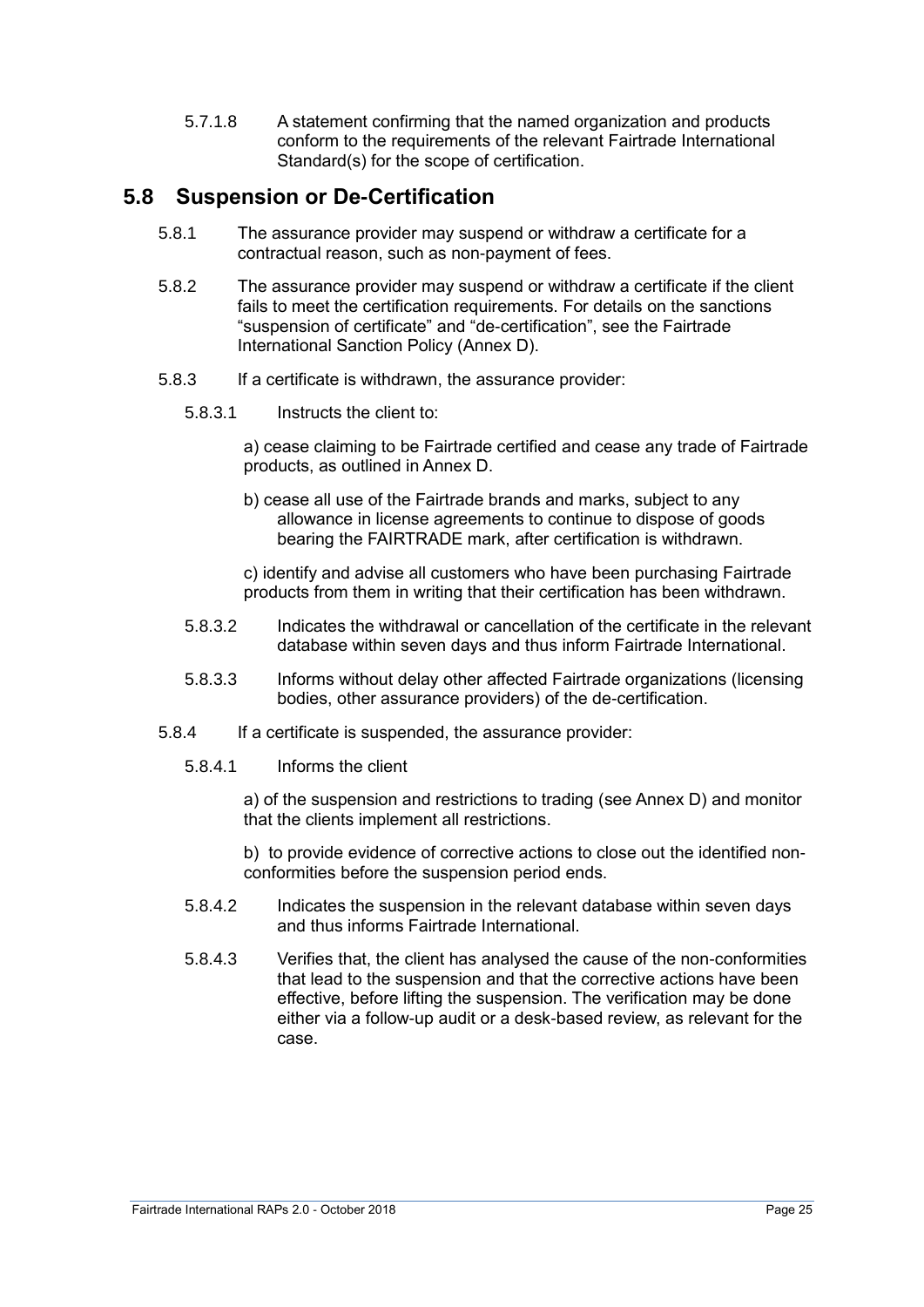5.7.1.8 A statement confirming that the named organization and products conform to the requirements of the relevant Fairtrade International Standard(s) for the scope of certification.

## 5.8 Suspension or De-Certification

5.8.1 The assurance provider may suspend or withdraw a certificate for a contractual reason, such as non-payment of fees.

5.8.2 The assurance provider may suspend or withdraw a certificate if the client fails to meet the certification requirements. For details on the sanctions "suspension of certificate" and "de-certification", see the Fairtrade International Sanction Policy (Annex D).

5.8.3 If a certificate is withdrawn, the assurance provider:

5.8.3.1 Instructs the client to:

a) cease claiming to be Fairtrade certified and cease any trade of Fairtrade products, as outlined in Annex D.

b) cease all use of the Fairtrade brands and marks, subject to any allowance in license agreements to continue to dispose of goods bearing the FAIRTRADE mark, after certification is withdrawn.

c) identify and advise all customers who have been purchasing Fairtrade products from them in writing that their certification has been withdrawn.

5.8.3.2 Indicates the withdrawal or cancellation of the certificate in the relevant database within seven days and thus inform Fairtrade International.

5.8.3.3 Informs without delay other affected Fairtrade organizations (licensing bodies, other assurance providers) of the de-certification.

5.8.4 If a certificate is suspended, the assurance provider:

5.8.4.1 Informs the client

a) of the suspension and restrictions to trading (see Annex D) and monitor that the clients implement all restrictions.

b) to provide evidence of corrective actions to close out the identified non-conformities before the suspension period ends.

5.8.4.2 Indicates the suspension in the relevant database within seven days and thus informs Fairtrade International.

5.8.4.3 Verifies that, the client has analysed the cause of the non-conformities that lead to the suspension and that the corrective actions have been effective, before lifting the suspension. The verification may be done either via a follow-up audit or a desk-based review, as relevant for the case.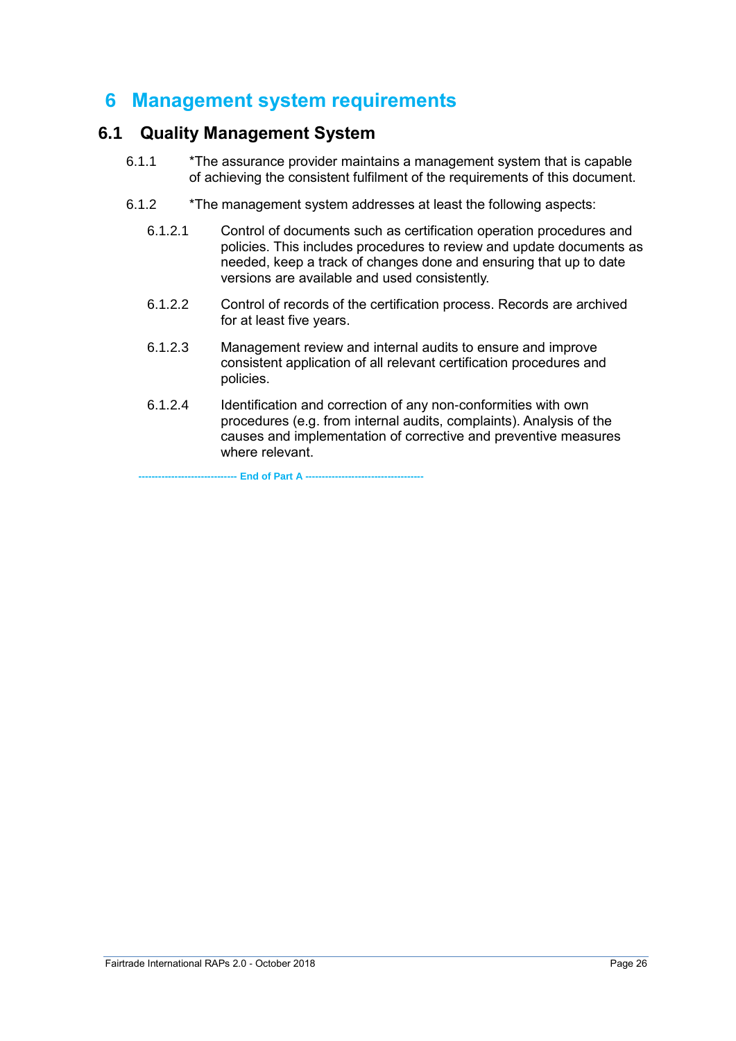# 6 Management system requirements

## 6.1 Quality Management System

6.1.1 *The assurance provider maintains a management system that is capable of achieving the consistent fulfilment of the requirements of this document.

6.1.2 *The management system addresses at least the following aspects:

6.1.2.1 Control of documents such as certification operation procedures and policies. This includes procedures to review and update documents as needed, keep a track of changes done and ensuring that up to date versions are available and used consistently.

6.1.2.2 Control of records of the certification process. Records are archived for at least five years.

6.1.2.3 Management review and internal audits to ensure and improve consistent application of all relevant certification procedures and policies.

6.1.2.4 Identification and correction of any non-conformities with own procedures (e.g. from internal audits, complaints). Analysis of the causes and implementation of corrective and preventive measures where relevant.

----------------------------- End of Part A -----------------------------------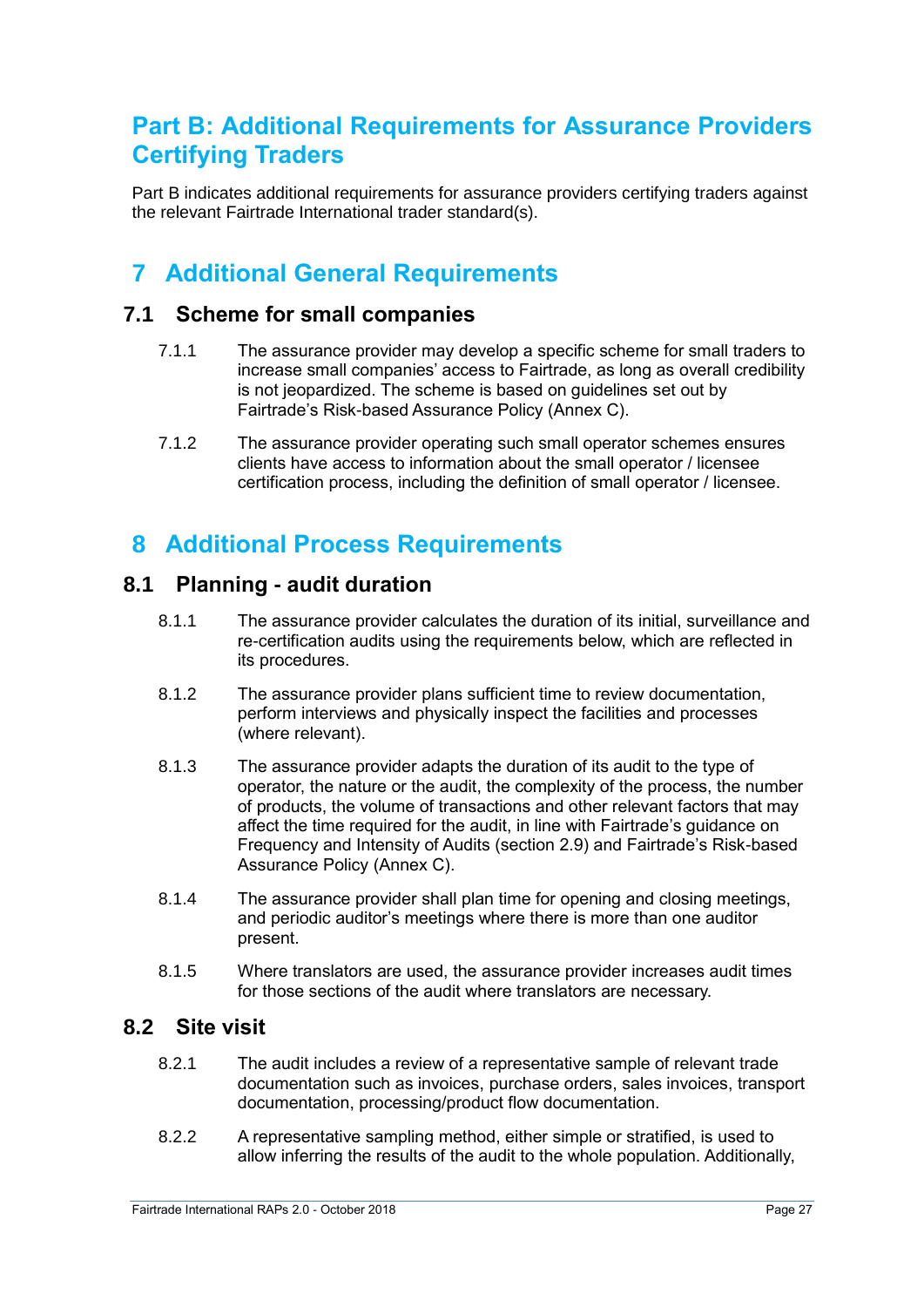# Part B: Additional Requirements for Assurance Providers Certifying Traders

Part B indicates additional requirements for assurance providers certifying traders against the relevant Fairtrade International trader standard(s).

## 7 Additional General Requirements

### 7.1 Scheme for small companies

7.1.1 The assurance provider may develop a specific scheme for small traders to increase small companies' access to Fairtrade, as long as overall credibility is not jeopardized. The scheme is based on guidelines set out by Fairtrade's Risk-based Assurance Policy (Annex C).

7.1.2 The assurance provider operating such small operator schemes ensures clients have access to information about the small operator / licensee certification process, including the definition of small operator / licensee.

## 8 Additional Process Requirements

### 8.1 Planning - audit duration

8.1.1 The assurance provider calculates the duration of its initial, surveillance and re-certification audits using the requirements below, which are reflected in its procedures.

8.1.2 The assurance provider plans sufficient time to review documentation, perform interviews and physically inspect the facilities and processes (where relevant).

8.1.3 The assurance provider adapts the duration of its audit to the type of operator, the nature or the audit, the complexity of the process, the number of products, the volume of transactions and other relevant factors that may affect the time required for the audit, in line with Fairtrade's guidance on Frequency and Intensity of Audits (section 2.9) and Fairtrade's Risk-based Assurance Policy (Annex C).

8.1.4 The assurance provider shall plan time for opening and closing meetings, and periodic auditor's meetings where there is more than one auditor present.

8.1.5 Where translators are used, the assurance provider increases audit times for those sections of the audit where translators are necessary.

### 8.2 Site visit

8.2.1 The audit includes a review of a representative sample of relevant trade documentation such as invoices, purchase orders, sales invoices, transport documentation, processing/product flow documentation.

8.2.2 A representative sampling method, either simple or stratified, is used to allow inferring the results of the audit to the whole population. Additionally,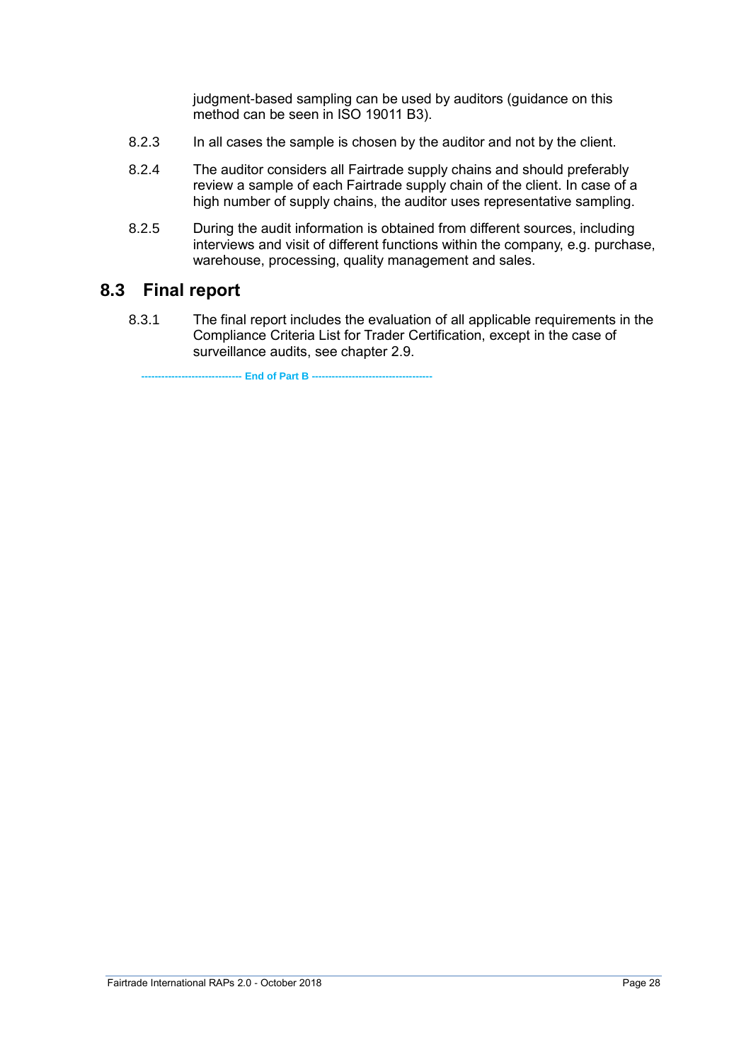judgment-based sampling can be used by auditors (guidance on this method can be seen in ISO 19011 B3).

8.2.3 In all cases the sample is chosen by the auditor and not by the client.

8.2.4 The auditor considers all Fairtrade supply chains and should preferably review a sample of each Fairtrade supply chain of the client. In case of a high number of supply chains, the auditor uses representative sampling.

8.2.5 During the audit information is obtained from different sources, including interviews and visit of different functions within the company, e.g. purchase, warehouse, processing, quality management and sales.

## 8.3 Final report

8.3.1 The final report includes the evaluation of all applicable requirements in the Compliance Criteria List for Trader Certification, except in the case of surveillance audits, see chapter 2.9.

**----------------------------- End of Part B -----------------------------------**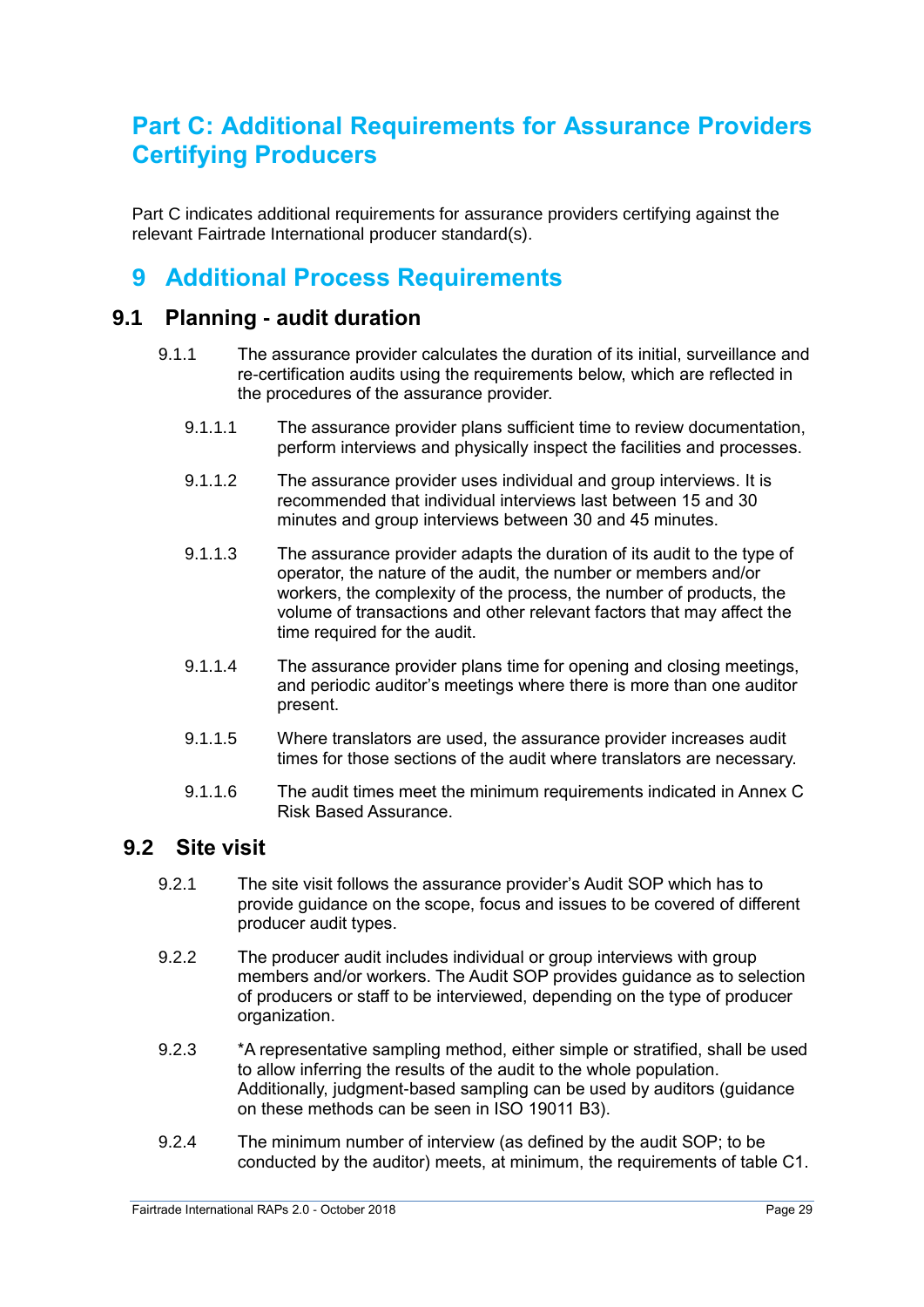# Part C: Additional Requirements for Assurance Providers Certifying Producers

Part C indicates additional requirements for assurance providers certifying against the relevant Fairtrade International producer standard(s).

## 9 Additional Process Requirements

### 9.1 Planning - audit duration

9.1.1 The assurance provider calculates the duration of its initial, surveillance and re-certification audits using the requirements below, which are reflected in the procedures of the assurance provider.

9.1.1.1 The assurance provider plans sufficient time to review documentation, perform interviews and physically inspect the facilities and processes.

9.1.1.2 The assurance provider uses individual and group interviews. It is recommended that individual interviews last between 15 and 30 minutes and group interviews between 30 and 45 minutes.

9.1.1.3 The assurance provider adapts the duration of its audit to the type of operator, the nature of the audit, the number or members and/or workers, the complexity of the process, the number of products, the volume of transactions and other relevant factors that may affect the time required for the audit.

9.1.1.4 The assurance provider plans time for opening and closing meetings, and periodic auditor's meetings where there is more than one auditor present.

9.1.1.5 Where translators are used, the assurance provider increases audit times for those sections of the audit where translators are necessary.

9.1.1.6 The audit times meet the minimum requirements indicated in Annex C Risk Based Assurance.

### 9.2 Site visit

9.2.1 The site visit follows the assurance provider's Audit SOP which has to provide guidance on the scope, focus and issues to be covered of different producer audit types.

9.2.2 The producer audit includes individual or group interviews with group members and/or workers. The Audit SOP provides guidance as to selection of producers or staff to be interviewed, depending on the type of producer organization.

9.2.3 *A representative sampling method, either simple or stratified, shall be used to allow inferring the results of the audit to the whole population. Additionally, judgment-based sampling can be used by auditors (guidance on these methods can be seen in ISO 19011 B3).

9.2.4 The minimum number of interview (as defined by the audit SOP; to be conducted by the auditor) meets, at minimum, the requirements of table C1.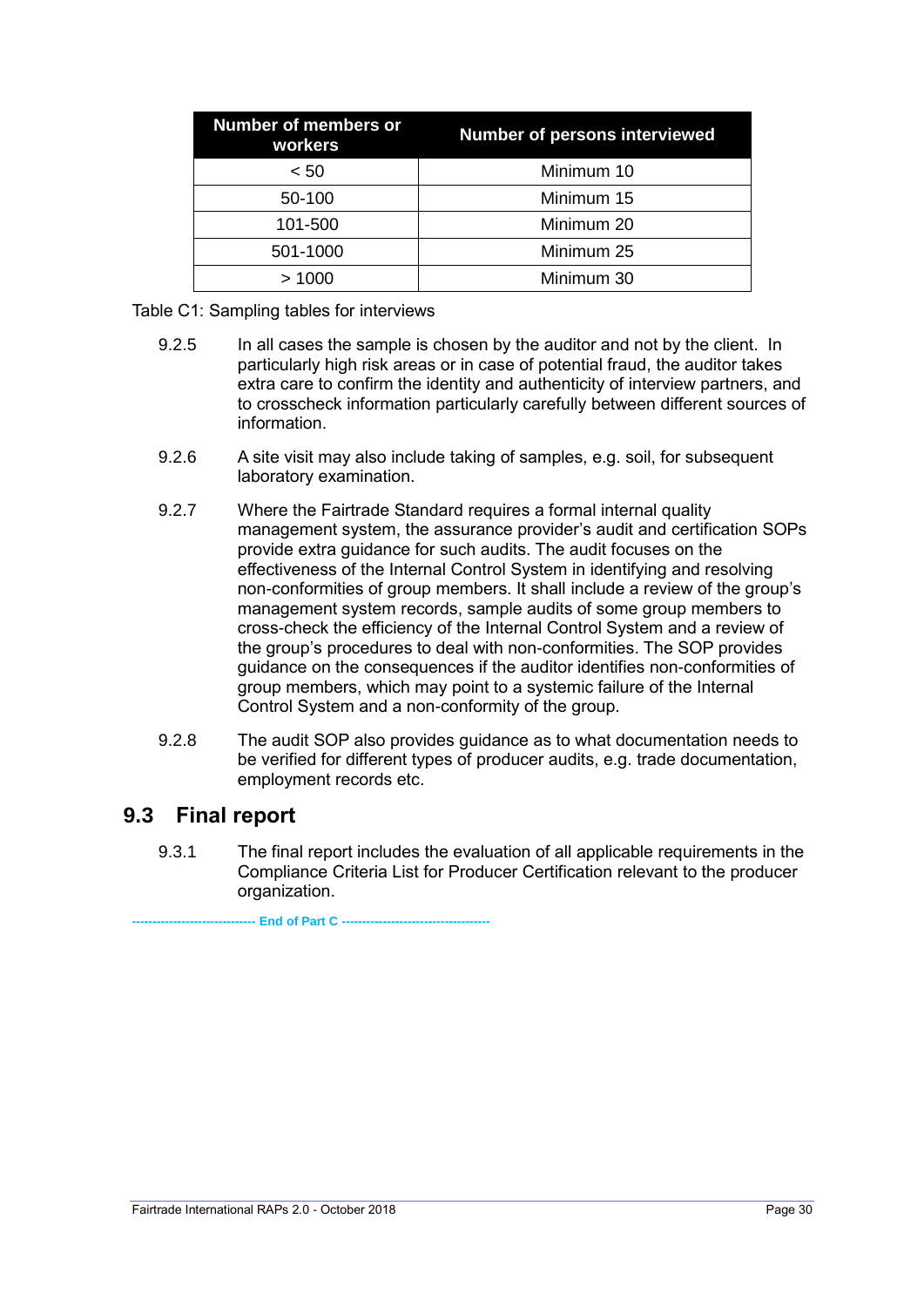| Number of members or workers | Number of persons interviewed |
|---|---|
| < 50 | Minimum 10 |
| 50-100 | Minimum 15 |
| 101-500 | Minimum 20 |
| 501-1000 | Minimum 25 |
| > 1000 | Minimum 30 |

Table C1: Sampling tables for interviews

9.2.5 In all cases the sample is chosen by the auditor and not by the client. In particularly high risk areas or in case of potential fraud, the auditor takes extra care to confirm the identity and authenticity of interview partners, and to crosscheck information particularly carefully between different sources of information.

9.2.6 A site visit may also include taking of samples, e.g. soil, for subsequent laboratory examination.

9.2.7 Where the Fairtrade Standard requires a formal internal quality management system, the assurance provider's audit and certification SOPs provide extra guidance for such audits. The audit focuses on the effectiveness of the Internal Control System in identifying and resolving non-conformities of group members. It shall include a review of the group's management system records, sample audits of some group members to cross-check the efficiency of the Internal Control System and a review of the group's procedures to deal with non-conformities. The SOP provides guidance on the consequences if the auditor identifies non-conformities of group members, which may point to a systemic failure of the Internal Control System and a non-conformity of the group.

9.2.8 The audit SOP also provides guidance as to what documentation needs to be verified for different types of producer audits, e.g. trade documentation, employment records etc.

## 9.3 Final report

9.3.1 The final report includes the evaluation of all applicable requirements in the Compliance Criteria List for Producer Certification relevant to the producer organization.

------------------------------ End of Part C -----------------------------------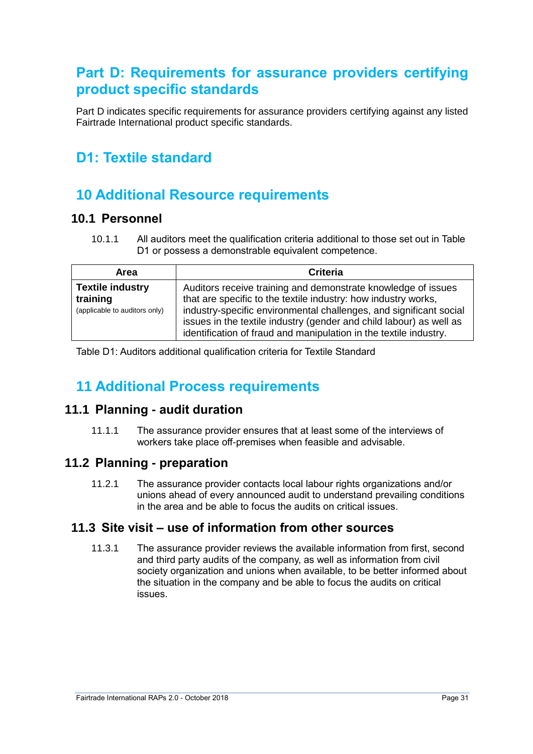# Part D: Requirements for assurance providers certifying product specific standards

Part D indicates specific requirements for assurance providers certifying against any listed Fairtrade International product specific standards.

# D1: Textile standard

## 10 Additional Resource requirements

### 10.1 Personnel

10.1.1 All auditors meet the qualification criteria additional to those set out in Table D1 or possess a demonstrable equivalent competence.

| Area | Criteria |
| --- | --- |
| **Textile industry training** (applicable to auditors only) | Auditors receive training and demonstrate knowledge of issues that are specific to the textile industry: how industry works, industry-specific environmental challenges, and significant social issues in the textile industry (gender and child labour) as well as identification of fraud and manipulation in the textile industry. |

Table D1: Auditors additional qualification criteria for Textile Standard

## 11 Additional Process requirements

### 11.1 Planning - audit duration

11.1.1 The assurance provider ensures that at least some of the interviews of workers take place off-premises when feasible and advisable.

### 11.2 Planning - preparation

11.2.1 The assurance provider contacts local labour rights organizations and/or unions ahead of every announced audit to understand prevailing conditions in the area and be able to focus the audits on critical issues.

### 11.3 Site visit – use of information from other sources

11.3.1 The assurance provider reviews the available information from first, second and third party audits of the company, as well as information from civil society organization and unions when available, to be better informed about the situation in the company and be able to focus the audits on critical issues.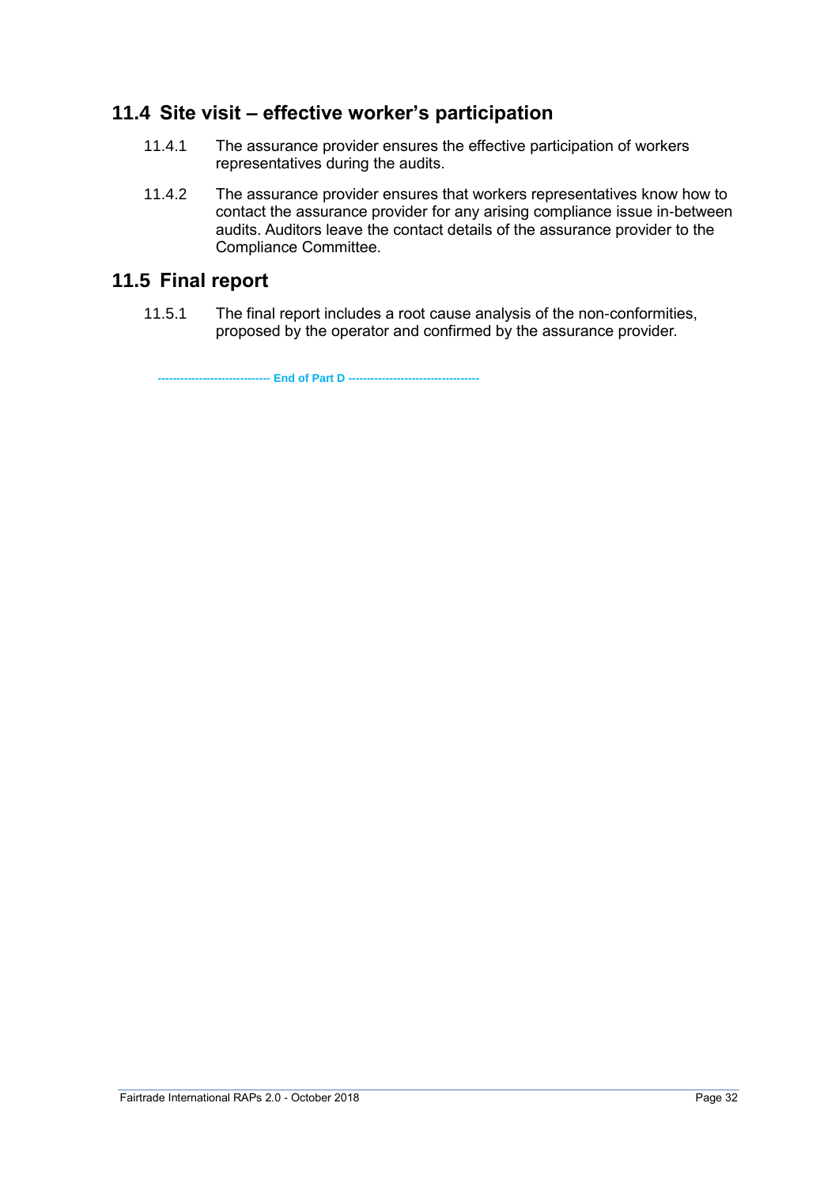## 11.4 Site visit – effective worker's participation

11.4.1 The assurance provider ensures the effective participation of workers representatives during the audits.

11.4.2 The assurance provider ensures that workers representatives know how to contact the assurance provider for any arising compliance issue in-between audits. Auditors leave the contact details of the assurance provider to the Compliance Committee.

## 11.5 Final report

11.5.1 The final report includes a root cause analysis of the non-conformities, proposed by the operator and confirmed by the assurance provider.

----------------------------- **End of Part D** ----------------------------------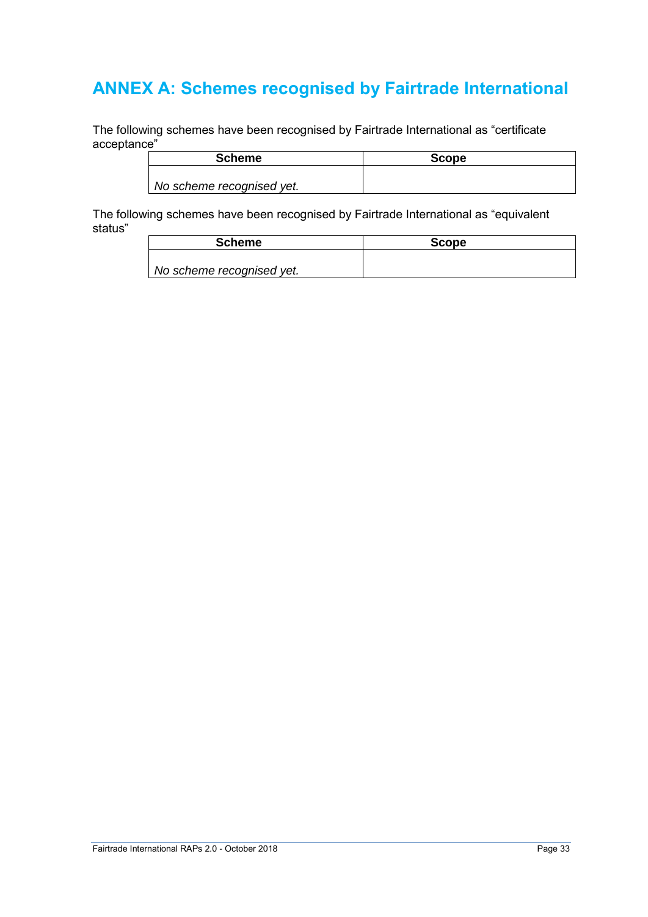# ANNEX A: Schemes recognised by Fairtrade International

The following schemes have been recognised by Fairtrade International as "certificate acceptance"

| Scheme | Scope |
|---|---|
| *No scheme recognised yet.* | |

The following schemes have been recognised by Fairtrade International as "equivalent status"

| Scheme | Scope |
|---|---|
| *No scheme recognised yet.* | |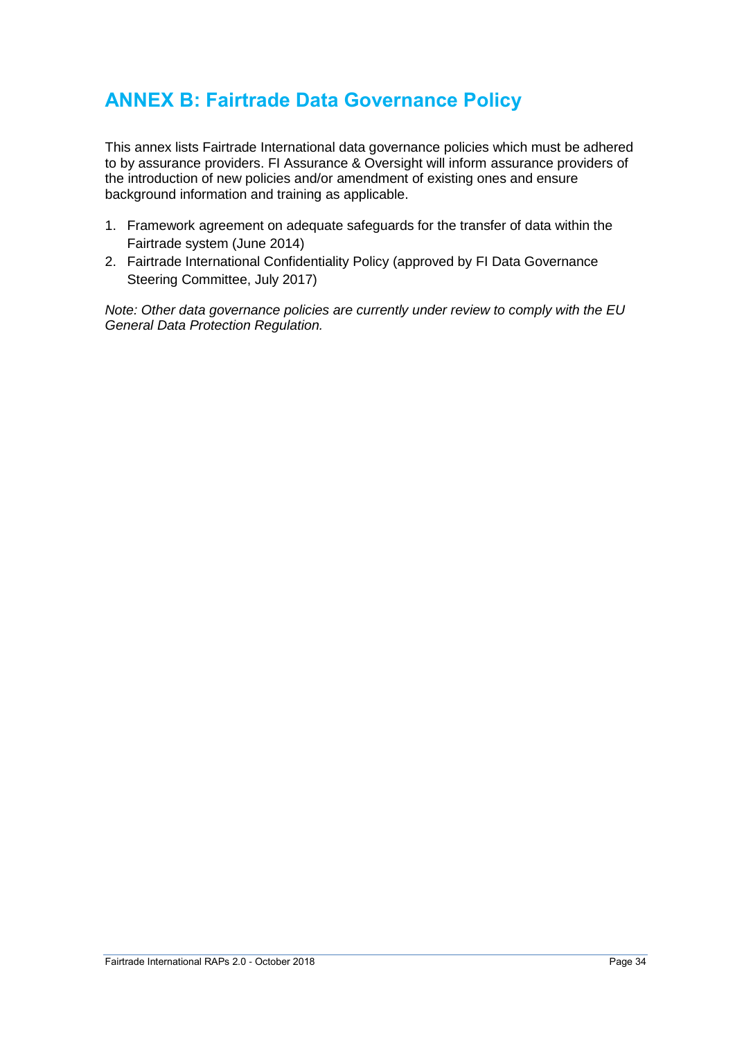# ANNEX B: Fairtrade Data Governance Policy

This annex lists Fairtrade International data governance policies which must be adhered to by assurance providers. FI Assurance & Oversight will inform assurance providers of the introduction of new policies and/or amendment of existing ones and ensure background information and training as applicable.

1. Framework agreement on adequate safeguards for the transfer of data within the Fairtrade system (June 2014)
2. Fairtrade International Confidentiality Policy (approved by FI Data Governance Steering Committee, July 2017)

*Note: Other data governance policies are currently under review to comply with the EU General Data Protection Regulation.*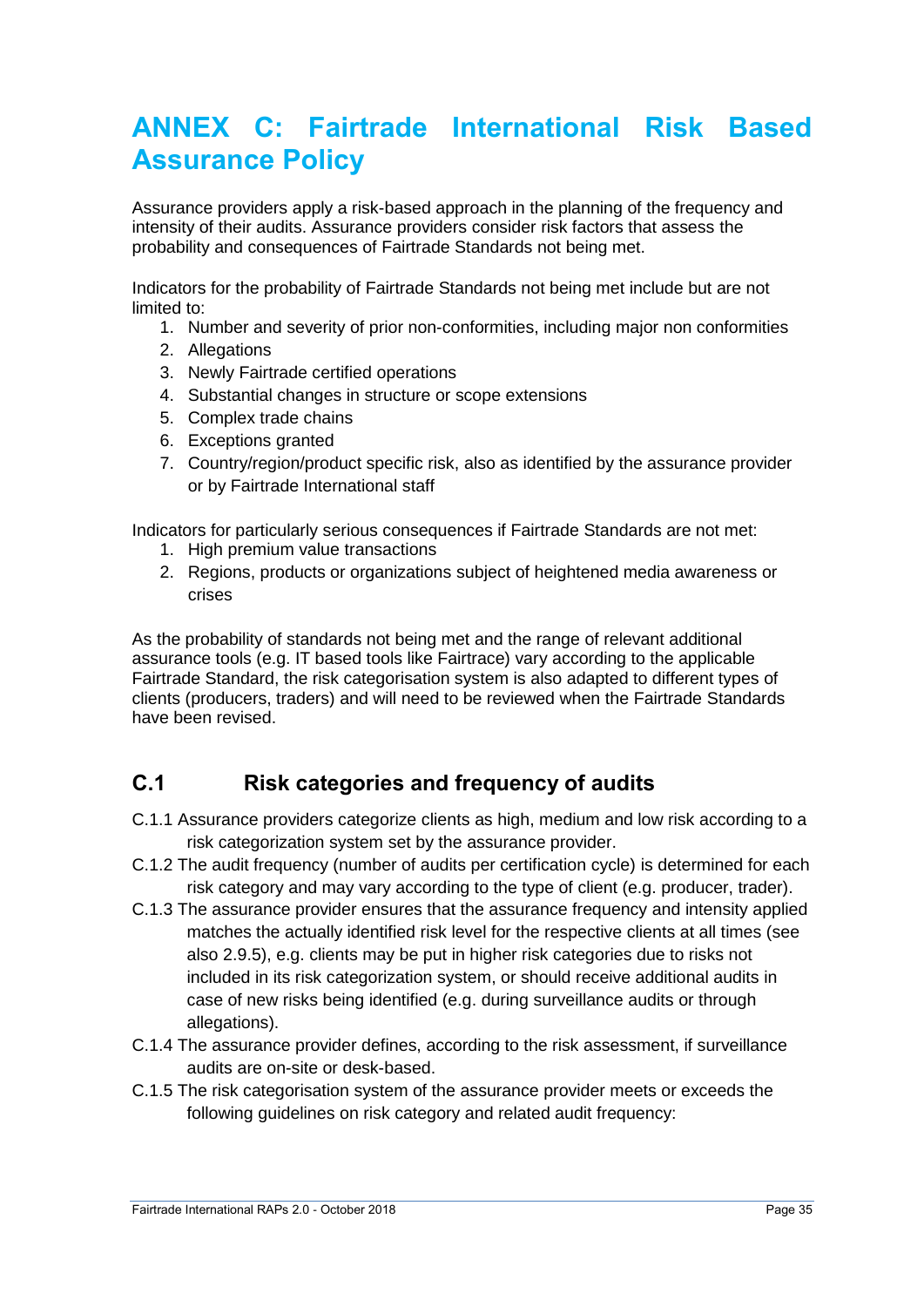# ANNEX C: Fairtrade International Risk Based Assurance Policy

Assurance providers apply a risk-based approach in the planning of the frequency and intensity of their audits. Assurance providers consider risk factors that assess the probability and consequences of Fairtrade Standards not being met.

Indicators for the probability of Fairtrade Standards not being met include but are not limited to:

1. Number and severity of prior non-conformities, including major non conformities
2. Allegations
3. Newly Fairtrade certified operations
4. Substantial changes in structure or scope extensions
5. Complex trade chains
6. Exceptions granted
7. Country/region/product specific risk, also as identified by the assurance provider or by Fairtrade International staff

Indicators for particularly serious consequences if Fairtrade Standards are not met:

1. High premium value transactions
2. Regions, products or organizations subject of heightened media awareness or crises

As the probability of standards not being met and the range of relevant additional assurance tools (e.g. IT based tools like Fairtrace) vary according to the applicable Fairtrade Standard, the risk categorisation system is also adapted to different types of clients (producers, traders) and will need to be reviewed when the Fairtrade Standards have been revised.

## C.1 Risk categories and frequency of audits

C.1.1 Assurance providers categorize clients as high, medium and low risk according to a risk categorization system set by the assurance provider.

C.1.2 The audit frequency (number of audits per certification cycle) is determined for each risk category and may vary according to the type of client (e.g. producer, trader).

C.1.3 The assurance provider ensures that the assurance frequency and intensity applied matches the actually identified risk level for the respective clients at all times (see also 2.9.5), e.g. clients may be put in higher risk categories due to risks not included in its risk categorization system, or should receive additional audits in case of new risks being identified (e.g. during surveillance audits or through allegations).

C.1.4 The assurance provider defines, according to the risk assessment, if surveillance audits are on-site or desk-based.

C.1.5 The risk categorisation system of the assurance provider meets or exceeds the following guidelines on risk category and related audit frequency: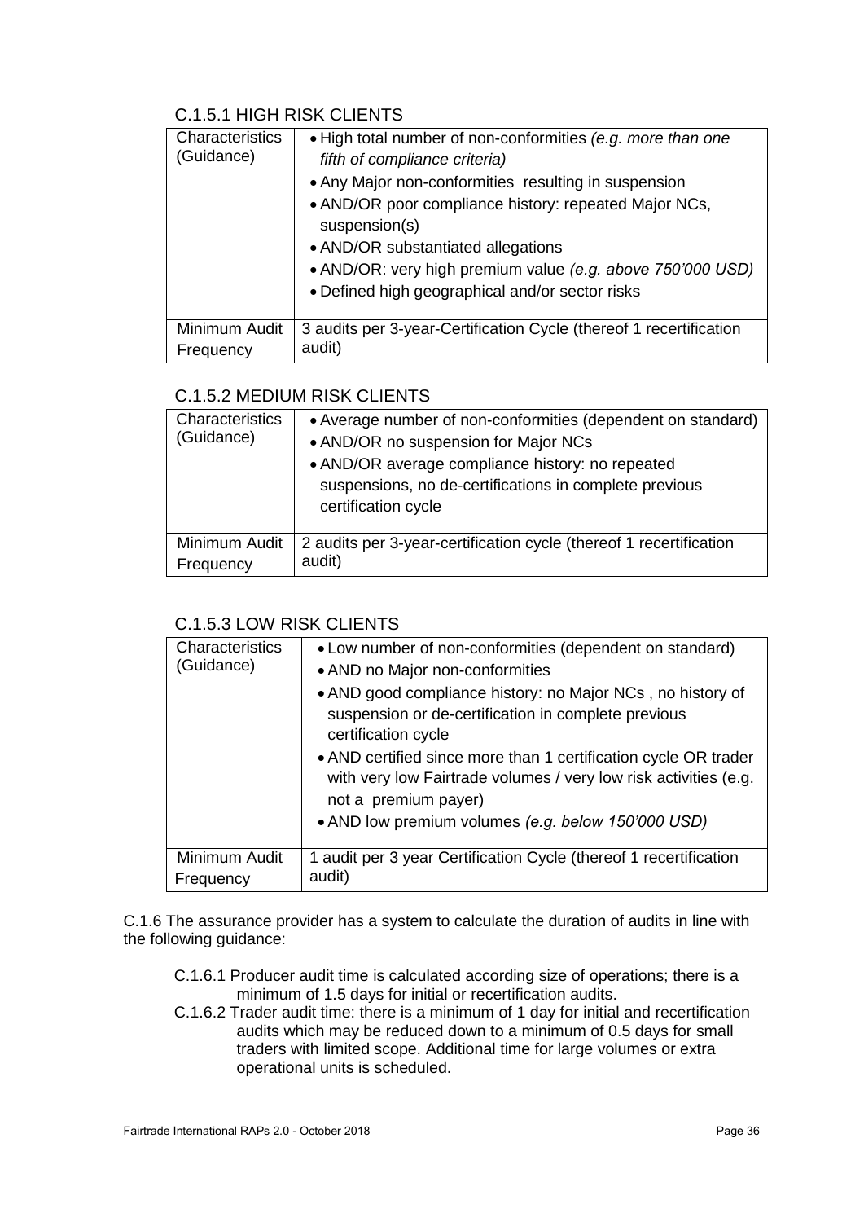#### C.1.5.1 HIGH RISK CLIENTS

| Characteristics (Guidance) | • High total number of non-conformities *(e.g. more than one fifth of compliance criteria)*<br>• Any Major non-conformities resulting in suspension<br>• AND/OR poor compliance history: repeated Major NCs, suspension(s)<br>• AND/OR substantiated allegations<br>• AND/OR: very high premium value *(e.g. above 750'000 USD)*<br>• Defined high geographical and/or sector risks |
|---|---|
| Minimum Audit Frequency | 3 audits per 3-year-Certification Cycle (thereof 1 recertification audit) |

#### C.1.5.2 MEDIUM RISK CLIENTS

| Characteristics (Guidance) | • Average number of non-conformities (dependent on standard)<br>• AND/OR no suspension for Major NCs<br>• AND/OR average compliance history: no repeated suspensions, no de-certifications in complete previous certification cycle |
|---|---|
| Minimum Audit Frequency | 2 audits per 3-year-certification cycle (thereof 1 recertification audit) |

#### C.1.5.3 LOW RISK CLIENTS

| Characteristics (Guidance) | • Low number of non-conformities (dependent on standard)<br>• AND no Major non-conformities<br>• AND good compliance history: no Major NCs , no history of suspension or de-certification in complete previous certification cycle<br>• AND certified since more than 1 certification cycle OR trader with very low Fairtrade volumes / very low risk activities (e.g. not a premium payer)<br>• AND low premium volumes *(e.g. below 150'000 USD)* |
|---|---|
| Minimum Audit Frequency | 1 audit per 3 year Certification Cycle (thereof 1 recertification audit) |

C.1.6 The assurance provider has a system to calculate the duration of audits in line with the following guidance:

C.1.6.1 Producer audit time is calculated according size of operations; there is a minimum of 1.5 days for initial or recertification audits.

C.1.6.2 Trader audit time: there is a minimum of 1 day for initial and recertification audits which may be reduced down to a minimum of 0.5 days for small traders with limited scope. Additional time for large volumes or extra operational units is scheduled.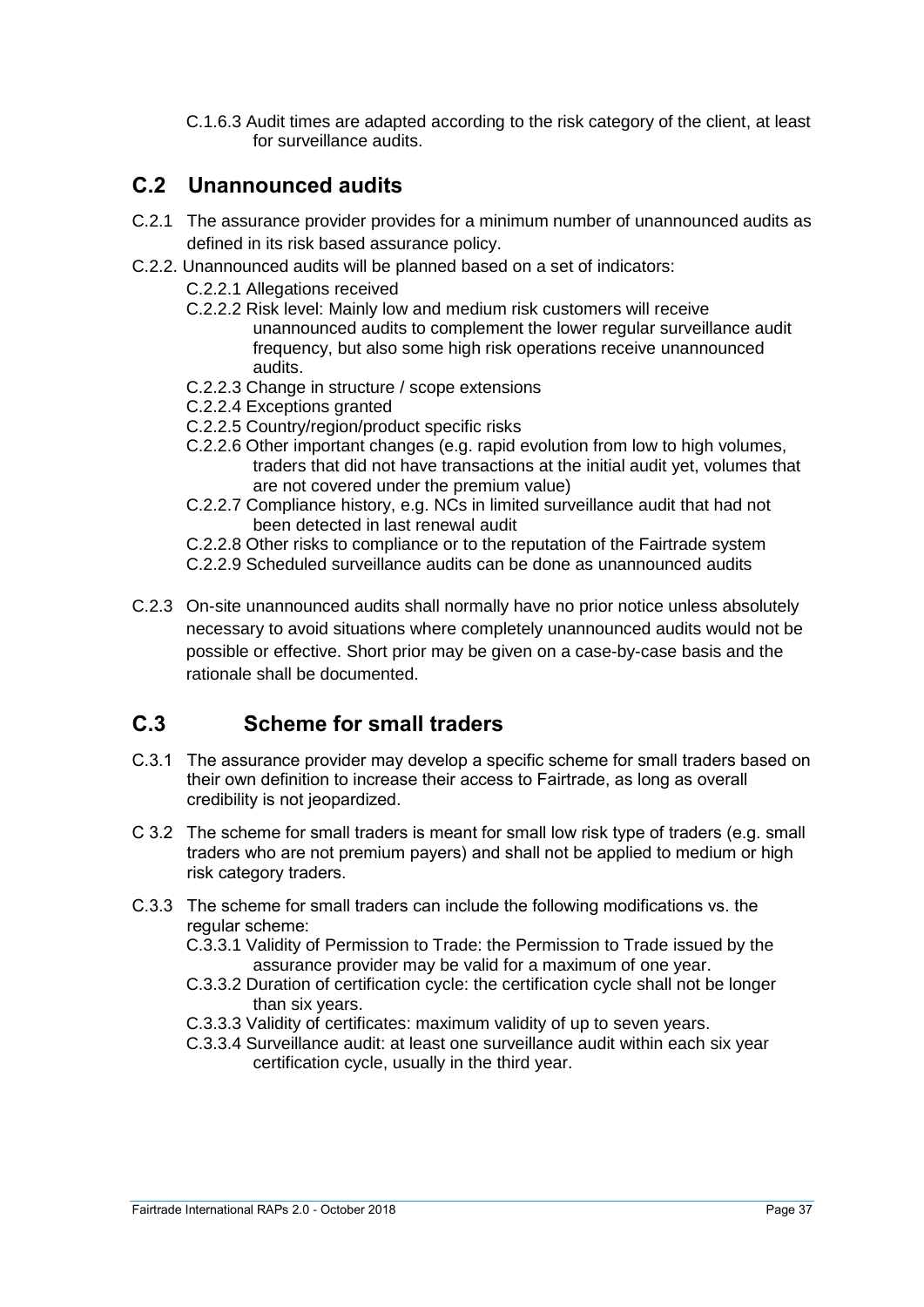C.1.6.3 Audit times are adapted according to the risk category of the client, at least for surveillance audits.

## C.2 Unannounced audits

C.2.1 The assurance provider provides for a minimum number of unannounced audits as defined in its risk based assurance policy.

C.2.2. Unannounced audits will be planned based on a set of indicators:

- C.2.2.1 Allegations received
- C.2.2.2 Risk level: Mainly low and medium risk customers will receive unannounced audits to complement the lower regular surveillance audit frequency, but also some high risk operations receive unannounced audits.
- C.2.2.3 Change in structure / scope extensions
- C.2.2.4 Exceptions granted
- C.2.2.5 Country/region/product specific risks
- C.2.2.6 Other important changes (e.g. rapid evolution from low to high volumes, traders that did not have transactions at the initial audit yet, volumes that are not covered under the premium value)
- C.2.2.7 Compliance history, e.g. NCs in limited surveillance audit that had not been detected in last renewal audit
- C.2.2.8 Other risks to compliance or to the reputation of the Fairtrade system
- C.2.2.9 Scheduled surveillance audits can be done as unannounced audits

C.2.3 On-site unannounced audits shall normally have no prior notice unless absolutely necessary to avoid situations where completely unannounced audits would not be possible or effective. Short prior may be given on a case-by-case basis and the rationale shall be documented.

## C.3 Scheme for small traders

C.3.1 The assurance provider may develop a specific scheme for small traders based on their own definition to increase their access to Fairtrade, as long as overall credibility is not jeopardized.

C 3.2 The scheme for small traders is meant for small low risk type of traders (e.g. small traders who are not premium payers) and shall not be applied to medium or high risk category traders.

C.3.3 The scheme for small traders can include the following modifications vs. the regular scheme:

- C.3.3.1 Validity of Permission to Trade: the Permission to Trade issued by the assurance provider may be valid for a maximum of one year.
- C.3.3.2 Duration of certification cycle: the certification cycle shall not be longer than six years.
- C.3.3.3 Validity of certificates: maximum validity of up to seven years.
- C.3.3.4 Surveillance audit: at least one surveillance audit within each six year certification cycle, usually in the third year.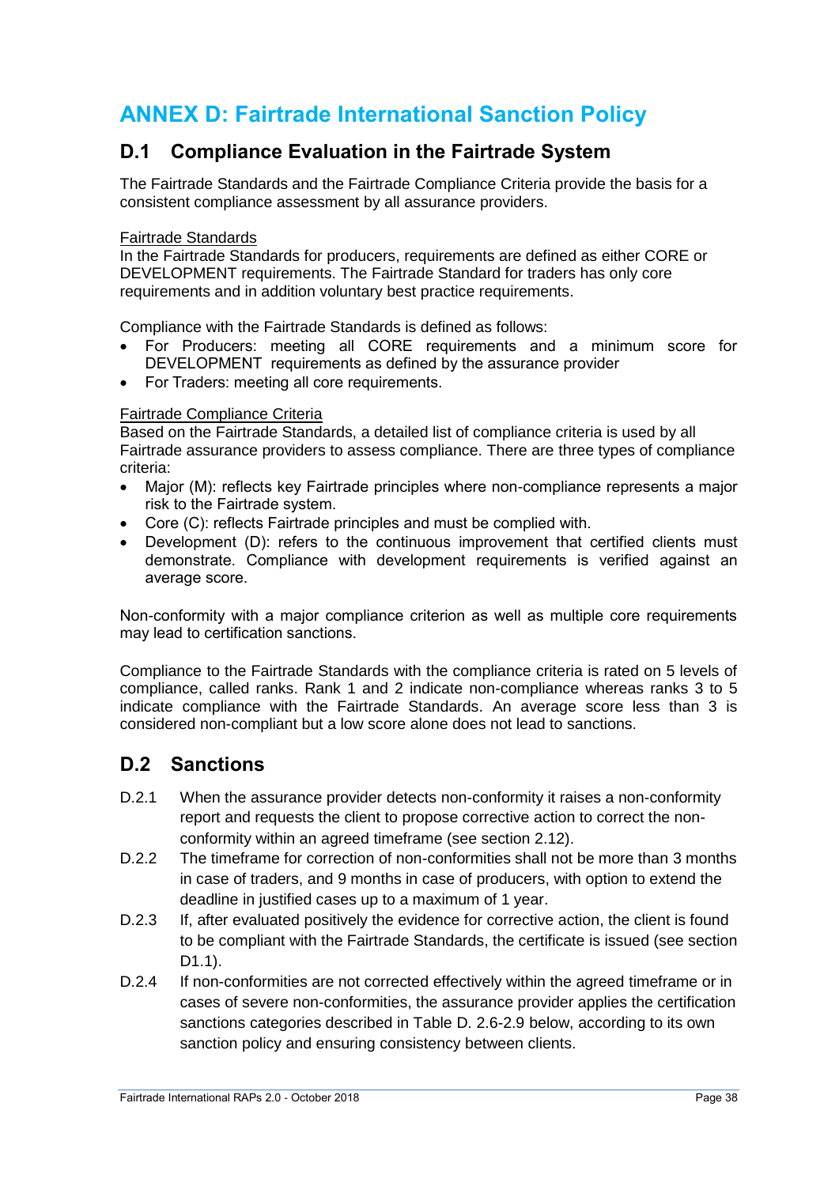# ANNEX D: Fairtrade International Sanction Policy

## D.1 Compliance Evaluation in the Fairtrade System

The Fairtrade Standards and the Fairtrade Compliance Criteria provide the basis for a consistent compliance assessment by all assurance providers.

Fairtrade Standards
In the Fairtrade Standards for producers, requirements are defined as either CORE or DEVELOPMENT requirements. The Fairtrade Standard for traders has only core requirements and in addition voluntary best practice requirements.

Compliance with the Fairtrade Standards is defined as follows:

- For Producers: meeting all CORE requirements and a minimum score for DEVELOPMENT requirements as defined by the assurance provider
- For Traders: meeting all core requirements.

Fairtrade Compliance Criteria
Based on the Fairtrade Standards, a detailed list of compliance criteria is used by all Fairtrade assurance providers to assess compliance. There are three types of compliance criteria:

- Major (M): reflects key Fairtrade principles where non-compliance represents a major risk to the Fairtrade system.
- Core (C): reflects Fairtrade principles and must be complied with.
- Development (D): refers to the continuous improvement that certified clients must demonstrate. Compliance with development requirements is verified against an average score.

Non-conformity with a major compliance criterion as well as multiple core requirements may lead to certification sanctions.

Compliance to the Fairtrade Standards with the compliance criteria is rated on 5 levels of compliance, called ranks. Rank 1 and 2 indicate non-compliance whereas ranks 3 to 5 indicate compliance with the Fairtrade Standards. An average score less than 3 is considered non-compliant but a low score alone does not lead to sanctions.

## D.2 Sanctions

D.2.1 When the assurance provider detects non-conformity it raises a non-conformity report and requests the client to propose corrective action to correct the non-conformity within an agreed timeframe (see section 2.12).

D.2.2 The timeframe for correction of non-conformities shall not be more than 3 months in case of traders, and 9 months in case of producers, with option to extend the deadline in justified cases up to a maximum of 1 year.

D.2.3 If, after evaluated positively the evidence for corrective action, the client is found to be compliant with the Fairtrade Standards, the certificate is issued (see section D1.1).

D.2.4 If non-conformities are not corrected effectively within the agreed timeframe or in cases of severe non-conformities, the assurance provider applies the certification sanctions categories described in Table D. 2.6-2.9 below, according to its own sanction policy and ensuring consistency between clients.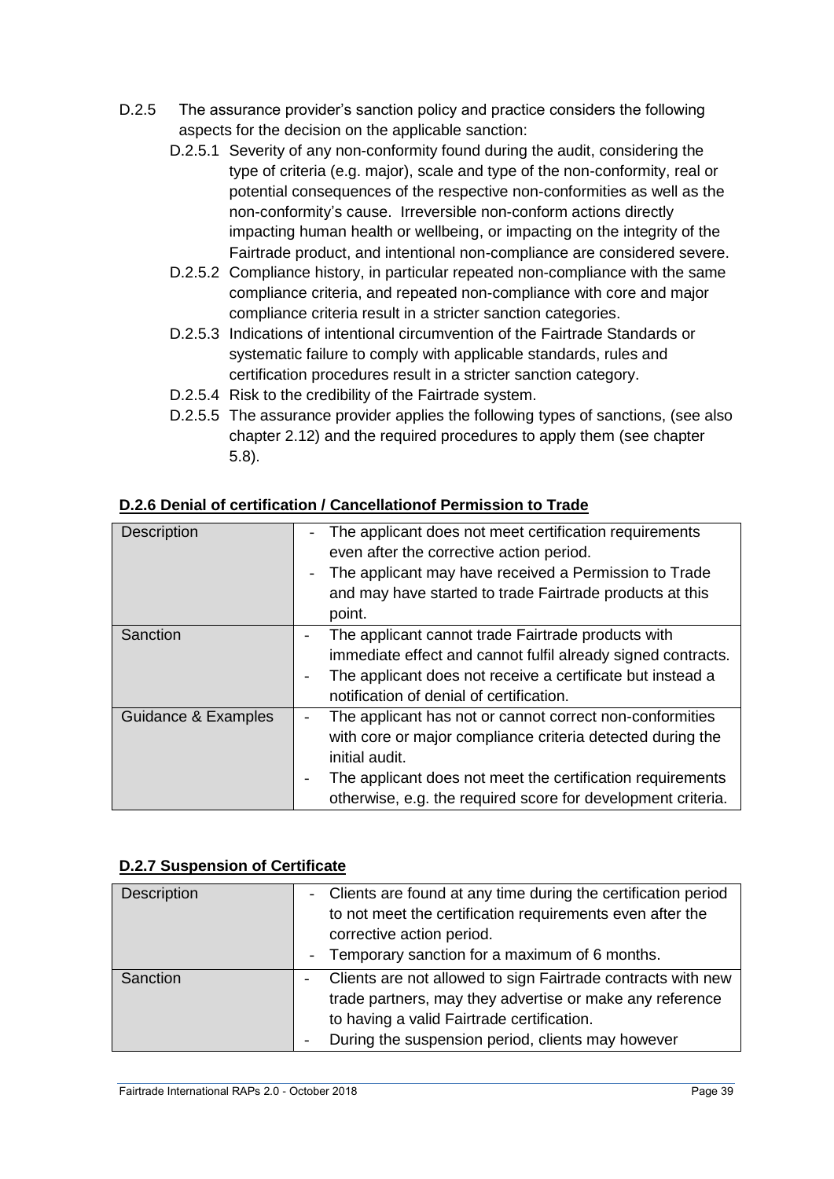D.2.5 The assurance provider's sanction policy and practice considers the following aspects for the decision on the applicable sanction:

- D.2.5.1 Severity of any non-conformity found during the audit, considering the type of criteria (e.g. major), scale and type of the non-conformity, real or potential consequences of the respective non-conformities as well as the non-conformity's cause. Irreversible non-conform actions directly impacting human health or wellbeing, or impacting on the integrity of the Fairtrade product, and intentional non-compliance are considered severe.
- D.2.5.2 Compliance history, in particular repeated non-compliance with the same compliance criteria, and repeated non-compliance with core and major compliance criteria result in a stricter sanction categories.
- D.2.5.3 Indications of intentional circumvention of the Fairtrade Standards or systematic failure to comply with applicable standards, rules and certification procedures result in a stricter sanction category.
- D.2.5.4 Risk to the credibility of the Fairtrade system.
- D.2.5.5 The assurance provider applies the following types of sanctions, (see also chapter 2.12) and the required procedures to apply them (see chapter 5.8).

**D.2.6 Denial of certification / Cancellationof Permission to Trade**

| | |
|---|---|
| Description | - The applicant does not meet certification requirements even after the corrective action period.<br>- The applicant may have received a Permission to Trade and may have started to trade Fairtrade products at this point. |
| Sanction | - The applicant cannot trade Fairtrade products with immediate effect and cannot fulfil already signed contracts.<br>- The applicant does not receive a certificate but instead a notification of denial of certification. |
| Guidance & Examples | - The applicant has not or cannot correct non-conformities with core or major compliance criteria detected during the initial audit.<br>- The applicant does not meet the certification requirements otherwise, e.g. the required score for development criteria. |

**D.2.7 Suspension of Certificate**

| | |
|---|---|
| Description | - Clients are found at any time during the certification period to not meet the certification requirements even after the corrective action period.<br>- Temporary sanction for a maximum of 6 months. |
| Sanction | - Clients are not allowed to sign Fairtrade contracts with new trade partners, may they advertise or make any reference to having a valid Fairtrade certification.<br>- During the suspension period, clients may however |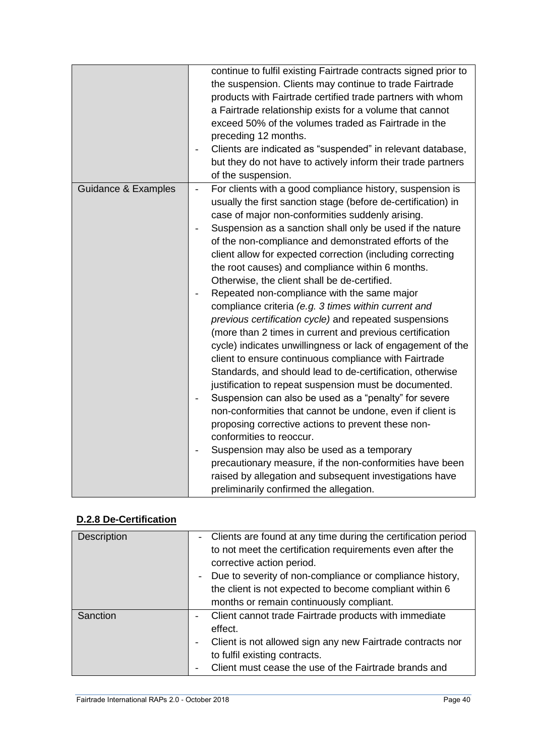|  |  |
| --- | --- |
|  | continue to fulfil existing Fairtrade contracts signed prior to the suspension. Clients may continue to trade Fairtrade products with Fairtrade certified trade partners with whom a Fairtrade relationship exists for a volume that cannot exceed 50% of the volumes traded as Fairtrade in the preceding 12 months.<br>- Clients are indicated as "suspended" in relevant database, but they do not have to actively inform their trade partners of the suspension. |
| Guidance & Examples | - For clients with a good compliance history, suspension is usually the first sanction stage (before de-certification) in case of major non-conformities suddenly arising.<br>- Suspension as a sanction shall only be used if the nature of the non-compliance and demonstrated efforts of the client allow for expected correction (including correcting the root causes) and compliance within 6 months. Otherwise, the client shall be de-certified.<br>- Repeated non-compliance with the same major compliance criteria *(e.g. 3 times within current and previous certification cycle)* and repeated suspensions (more than 2 times in current and previous certification cycle) indicates unwillingness or lack of engagement of the client to ensure continuous compliance with Fairtrade Standards, and should lead to de-certification, otherwise justification to repeat suspension must be documented.<br>- Suspension can also be used as a "penalty" for severe non-conformities that cannot be undone, even if client is proposing corrective actions to prevent these non-conformities to reoccur.<br>- Suspension may also be used as a temporary precautionary measure, if the non-conformities have been raised by allegation and subsequent investigations have preliminarily confirmed the allegation. |

**D.2.8 De-Certification**

|  |  |
| --- | --- |
| Description | - Clients are found at any time during the certification period to not meet the certification requirements even after the corrective action period.<br>- Due to severity of non-compliance or compliance history, the client is not expected to become compliant within 6 months or remain continuously compliant. |
| Sanction | - Client cannot trade Fairtrade products with immediate effect.<br>- Client is not allowed sign any new Fairtrade contracts nor to fulfil existing contracts.<br>- Client must cease the use of the Fairtrade brands and |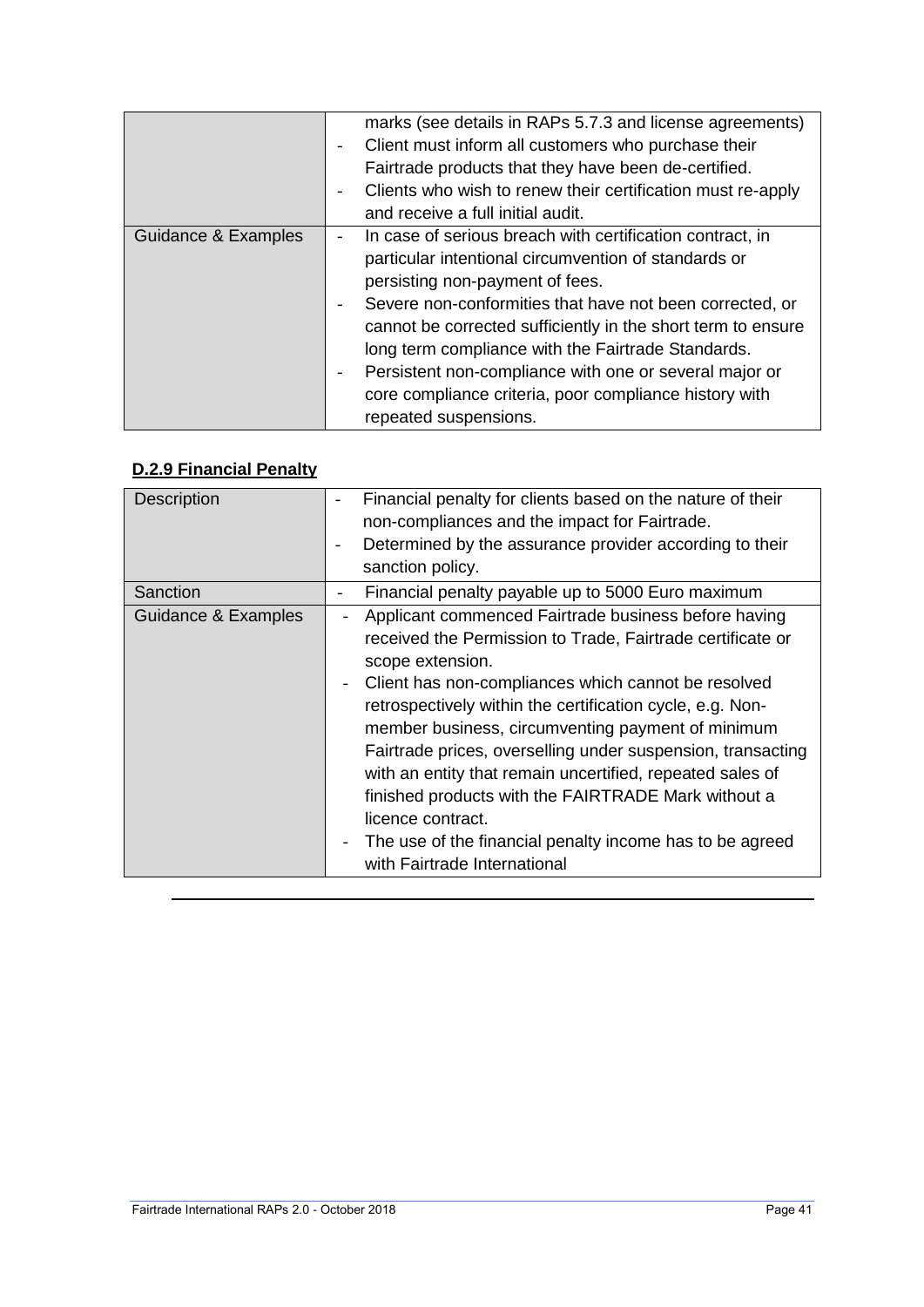| | |
|---|---|
| | marks (see details in RAPs 5.7.3 and license agreements)<br>- Client must inform all customers who purchase their Fairtrade products that they have been de-certified.<br>- Clients who wish to renew their certification must re-apply and receive a full initial audit. |
| Guidance & Examples | - In case of serious breach with certification contract, in particular intentional circumvention of standards or persisting non-payment of fees.<br>- Severe non-conformities that have not been corrected, or cannot be corrected sufficiently in the short term to ensure long term compliance with the Fairtrade Standards.<br>- Persistent non-compliance with one or several major or core compliance criteria, poor compliance history with repeated suspensions. |

**D.2.9 Financial Penalty**

| | |
|---|---|
| Description | - Financial penalty for clients based on the nature of their non-compliances and the impact for Fairtrade.<br>- Determined by the assurance provider according to their sanction policy. |
| Sanction | - Financial penalty payable up to 5000 Euro maximum |
| Guidance & Examples | - Applicant commenced Fairtrade business before having received the Permission to Trade, Fairtrade certificate or scope extension.<br>- Client has non-compliances which cannot be resolved retrospectively within the certification cycle, e.g. Non-member business, circumventing payment of minimum Fairtrade prices, overselling under suspension, transacting with an entity that remain uncertified, repeated sales of finished products with the FAIRTRADE Mark without a licence contract.<br>- The use of the financial penalty income has to be agreed with Fairtrade International |